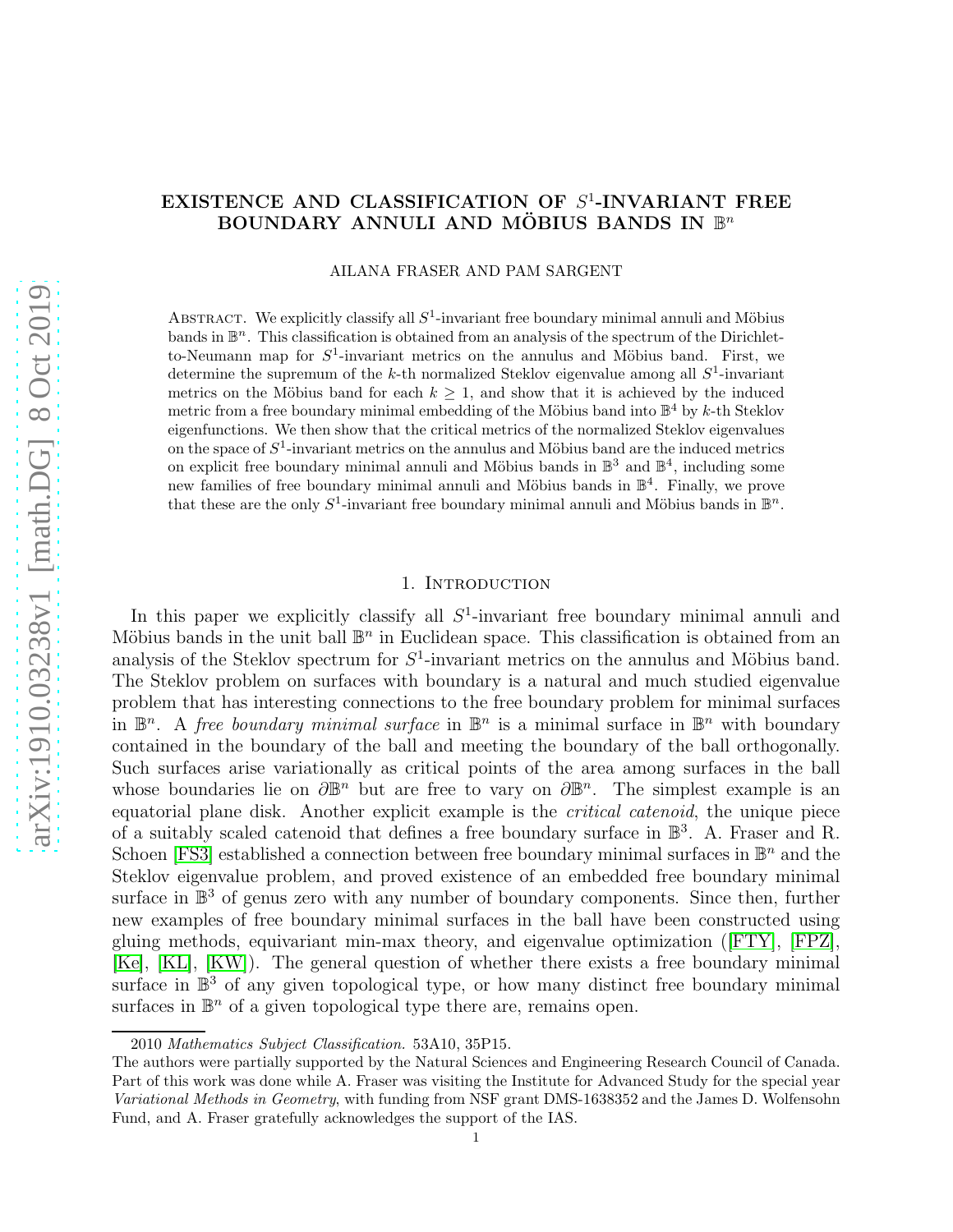# EXISTENCE AND CLASSIFICATION OF $S^1$-INVARIANT FREE BOUNDARY ANNULI AND MÖBIUS BANDS IN $\mathbb{B}^n$

AILANA FRASER AND PAM SARGENT

Abstract. We explicitly classify all $S^1$-invariant free boundary minimal annuli and Möbius bands in $\mathbb{B}^n$. This classification is obtained from an analysis of the spectrum of the Dirichlet-to-Neumann map for $S^1$-invariant metrics on the annulus and Möbius band. First, we determine the supremum of the $k$-th normalized Steklov eigenvalue among all $S^1$-invariant metrics on the Möbius band for each $k \geq 1$, and show that it is achieved by the induced metric from a free boundary minimal embedding of the Möbius band into $\mathbb{B}^4$ by $k$-th Steklov eigenfunctions. We then show that the critical metrics of the normalized Steklov eigenvalues on the space of $S^1$-invariant metrics on the annulus and Möbius band are the induced metrics on explicit free boundary minimal annuli and Möbius bands in $\mathbb{B}^3$ and $\mathbb{B}^4$, including some new families of free boundary minimal annuli and Möbius bands in $\mathbb{B}^4$. Finally, we prove that these are the only $S^1$-invariant free boundary minimal annuli and Möbius bands in $\mathbb{B}^n$.

## 1. Introduction

In this paper we explicitly classify all $S^1$-invariant free boundary minimal annuli and Möbius bands in the unit ball $\mathbb{B}^n$ in Euclidean space. This classification is obtained from an analysis of the Steklov spectrum for $S^1$-invariant metrics on the annulus and Möbius band. The Steklov problem on surfaces with boundary is a natural and much studied eigenvalue problem that has interesting connections to the free boundary problem for minimal surfaces in $\mathbb{B}^n$. A *free boundary minimal surface* in $\mathbb{B}^n$ is a minimal surface in $\mathbb{B}^n$ with boundary contained in the boundary of the ball and meeting the boundary of the ball orthogonally. Such surfaces arise variationally as critical points of the area among surfaces in the ball whose boundaries lie on $\partial\mathbb{B}^n$ but are free to vary on $\partial\mathbb{B}^n$. The simplest example is an equatorial plane disk. Another explicit example is the *critical catenoid*, the unique piece of a suitably scaled catenoid that defines a free boundary surface in $\mathbb{B}^3$. A. Fraser and R. Schoen [FS3] established a connection between free boundary minimal surfaces in $\mathbb{B}^n$ and the Steklov eigenvalue problem, and proved existence of an embedded free boundary minimal surface in $\mathbb{B}^3$ of genus zero with any number of boundary components. Since then, further new examples of free boundary minimal surfaces in the ball have been constructed using gluing methods, equivariant min-max theory, and eigenvalue optimization ([FTY], [FPZ], [Ke], [KL], [KW]). The general question of whether there exists a free boundary minimal surface in $\mathbb{B}^3$ of any given topological type, or how many distinct free boundary minimal surfaces in $\mathbb{B}^n$ of a given topological type there are, remains open.

2010 *Mathematics Subject Classification.* 53A10, 35P15.

The authors were partially supported by the Natural Sciences and Engineering Research Council of Canada. Part of this work was done while A. Fraser was visiting the Institute for Advanced Study for the special year *Variational Methods in Geometry*, with funding from NSF grant DMS-1638352 and the James D. Wolfensohn Fund, and A. Fraser gratefully acknowledges the support of the IAS.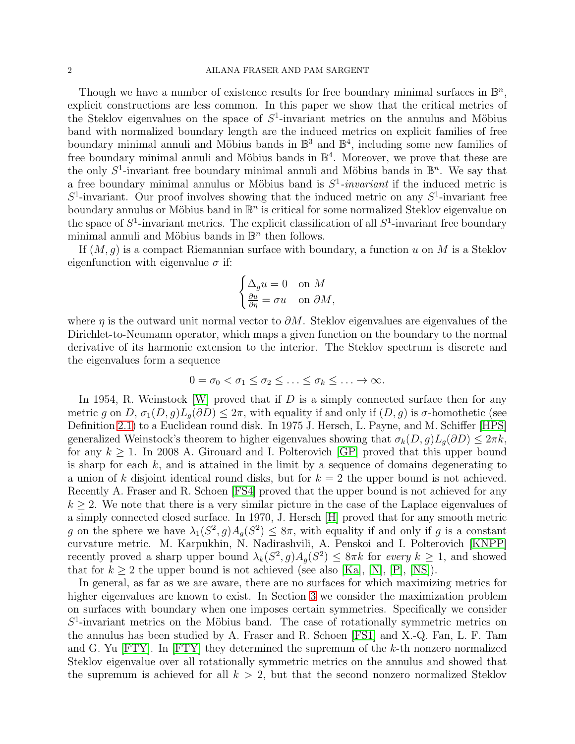Though we have a number of existence results for free boundary minimal surfaces in $\mathbb{B}^n$, explicit constructions are less common. In this paper we show that the critical metrics of the Steklov eigenvalues on the space of $S^1$-invariant metrics on the annulus and Möbius band with normalized boundary length are the induced metrics on explicit families of free boundary minimal annuli and Möbius bands in $\mathbb{B}^3$ and $\mathbb{B}^4$, including some new families of free boundary minimal annuli and Möbius bands in $\mathbb{B}^4$. Moreover, we prove that these are the only $S^1$-invariant free boundary minimal annuli and Möbius bands in $\mathbb{B}^n$. We say that a free boundary minimal annulus or Möbius band is $S^1$-*invariant* if the induced metric is $S^1$-invariant. Our proof involves showing that the induced metric on any $S^1$-invariant free boundary annulus or Möbius band in $\mathbb{B}^n$ is critical for some normalized Steklov eigenvalue on the space of $S^1$-invariant metrics. The explicit classification of all $S^1$-invariant free boundary minimal annuli and Möbius bands in $\mathbb{B}^n$ then follows.

If $(M, g)$ is a compact Riemannian surface with boundary, a function $u$ on $M$ is a Steklov eigenfunction with eigenvalue $\sigma$ if:

$$\begin{cases} \Delta_g u = 0 & \text{on } M \\ \frac{\partial u}{\partial \eta} = \sigma u & \text{on } \partial M, \end{cases}$$

where $\eta$ is the outward unit normal vector to $\partial M$. Steklov eigenvalues are eigenvalues of the Dirichlet-to-Neumann operator, which maps a given function on the boundary to the normal derivative of its harmonic extension to the interior. The Steklov spectrum is discrete and the eigenvalues form a sequence

$$0 = \sigma_0 < \sigma_1 \leq \sigma_2 \leq \ldots \leq \sigma_k \leq \ldots \to \infty.$$

In 1954, R. Weinstock [W] proved that if $D$ is a simply connected surface then for any metric $g$ on $D$, $\sigma_1(D, g)L_g(\partial D) \leq 2\pi$, with equality if and only if $(D, g)$ is $\sigma$-homothetic (see Definition 2.1) to a Euclidean round disk. In 1975 J. Hersch, L. Payne, and M. Schiffer [HPS] generalized Weinstock's theorem to higher eigenvalues showing that $\sigma_k(D, g)L_g(\partial D) \leq 2\pi k$, for any $k \geq 1$. In 2008 A. Girouard and I. Polterovich [GP] proved that this upper bound is sharp for each $k$, and is attained in the limit by a sequence of domains degenerating to a union of $k$ disjoint identical round disks, but for $k = 2$ the upper bound is not achieved. Recently A. Fraser and R. Schoen [FS4] proved that the upper bound is not achieved for any $k \geq 2$. We note that there is a very similar picture in the case of the Laplace eigenvalues of a simply connected closed surface. In 1970, J. Hersch [H] proved that for any smooth metric $g$ on the sphere we have $\lambda_1(S^2, g)A_g(S^2) \leq 8\pi$, with equality if and only if $g$ is a constant curvature metric. M. Karpukhin, N. Nadirashvili, A. Penskoi and I. Polterovich [KNPP] recently proved a sharp upper bound $\lambda_k(S^2, g)A_g(S^2) \leq 8\pi k$ for *every* $k \geq 1$, and showed that for $k \geq 2$ the upper bound is not achieved (see also [Ka], [N], [P], [NS]).

In general, as far as we are aware, there are no surfaces for which maximizing metrics for higher eigenvalues are known to exist. In Section 3 we consider the maximization problem on surfaces with boundary when one imposes certain symmetries. Specifically we consider $S^1$-invariant metrics on the Möbius band. The case of rotationally symmetric metrics on the annulus has been studied by A. Fraser and R. Schoen [FS1] and X.-Q. Fan, L. F. Tam and G. Yu [FTY]. In [FTY] they determined the supremum of the $k$-th nonzero normalized Steklov eigenvalue over all rotationally symmetric metrics on the annulus and showed that the supremum is achieved for all $k > 2$, but that the second nonzero normalized Steklov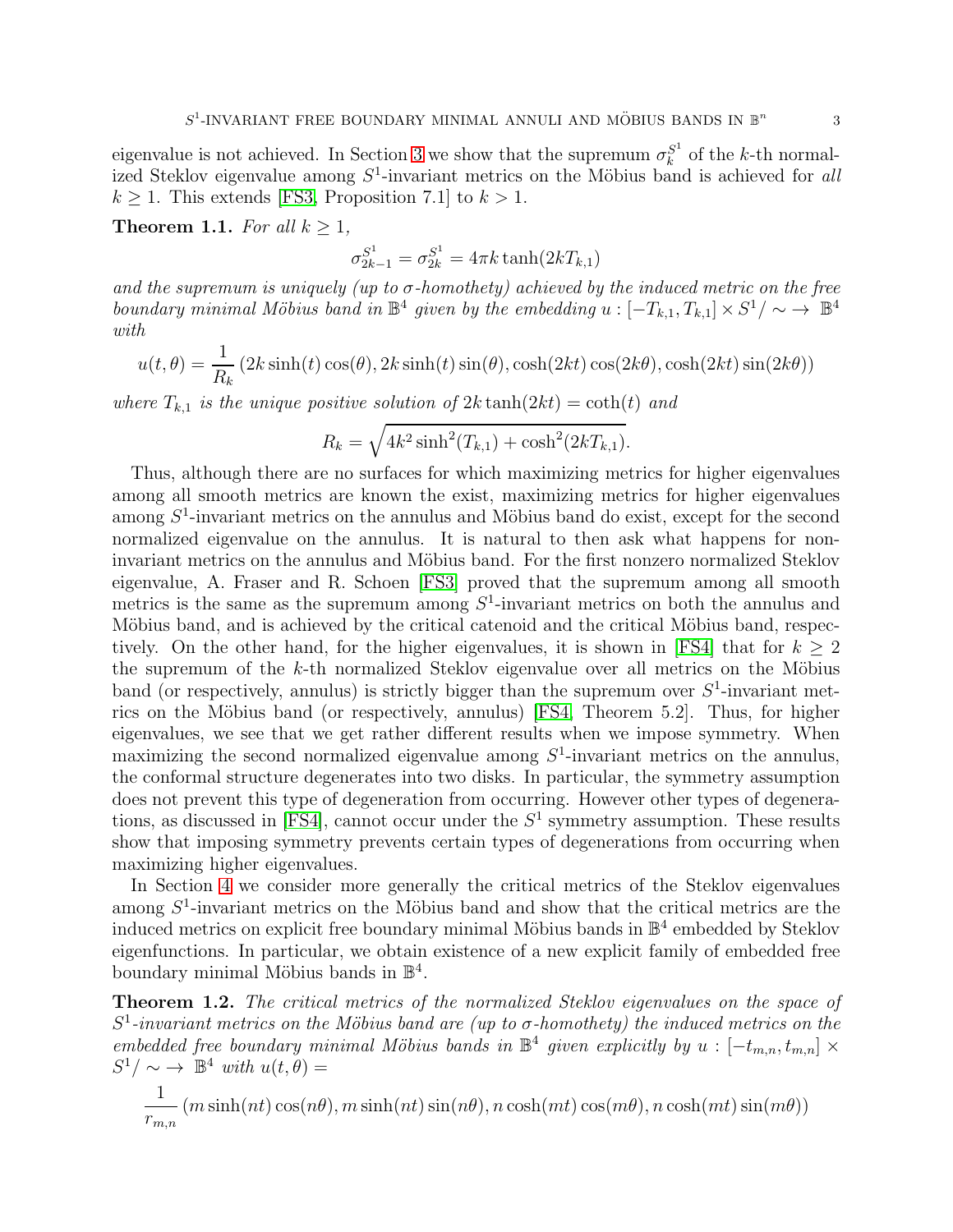eigenvalue is not achieved. In Section 3 we show that the supremum $\sigma_k^{S^1}$ of the $k$-th normalized Steklov eigenvalue among $S^1$-invariant metrics on the Möbius band is achieved for *all* $k \geq 1$. This extends [FS3, Proposition 7.1] to $k > 1$.

**Theorem 1.1.** *For all $k \geq 1$,*

$$\sigma_{2k-1}^{S^1} = \sigma_{2k}^{S^1} = 4\pi k \tanh(2kT_{k,1})$$

*and the supremum is uniquely (up to $\sigma$-homothety) achieved by the induced metric on the free boundary minimal Möbius band in $\mathbb{B}^4$ given by the embedding $u : [-T_{k,1}, T_{k,1}] \times S^1/\sim \to \mathbb{B}^4$ with*

$$u(t,\theta) = \frac{1}{R_k}\left(2k\sinh(t)\cos(\theta), 2k\sinh(t)\sin(\theta), \cosh(2kt)\cos(2k\theta), \cosh(2kt)\sin(2k\theta)\right)$$

*where $T_{k,1}$ is the unique positive solution of $2k\tanh(2kt) = \coth(t)$ and*

$$R_k = \sqrt{4k^2\sinh^2(T_{k,1}) + \cosh^2(2kT_{k,1})}.$$

Thus, although there are no surfaces for which maximizing metrics for higher eigenvalues among all smooth metrics are known the exist, maximizing metrics for higher eigenvalues among $S^1$-invariant metrics on the annulus and Möbius band do exist, except for the second normalized eigenvalue on the annulus. It is natural to then ask what happens for non-invariant metrics on the annulus and Möbius band. For the first nonzero normalized Steklov eigenvalue, A. Fraser and R. Schoen [FS3] proved that the supremum among all smooth metrics is the same as the supremum among $S^1$-invariant metrics on both the annulus and Möbius band, and is achieved by the critical catenoid and the critical Möbius band, respectively. On the other hand, for the higher eigenvalues, it is shown in [FS4] that for $k \geq 2$ the supremum of the $k$-th normalized Steklov eigenvalue over all metrics on the Möbius band (or respectively, annulus) is strictly bigger than the supremum over $S^1$-invariant metrics on the Möbius band (or respectively, annulus) [FS4, Theorem 5.2]. Thus, for higher eigenvalues, we see that we get rather different results when we impose symmetry. When maximizing the second normalized eigenvalue among $S^1$-invariant metrics on the annulus, the conformal structure degenerates into two disks. In particular, the symmetry assumption does not prevent this type of degeneration from occurring. However other types of degenerations, as discussed in [FS4], cannot occur under the $S^1$ symmetry assumption. These results show that imposing symmetry prevents certain types of degenerations from occurring when maximizing higher eigenvalues.

In Section 4 we consider more generally the critical metrics of the Steklov eigenvalues among $S^1$-invariant metrics on the Möbius band and show that the critical metrics are the induced metrics on explicit free boundary minimal Möbius bands in $\mathbb{B}^4$ embedded by Steklov eigenfunctions. In particular, we obtain existence of a new explicit family of embedded free boundary minimal Möbius bands in $\mathbb{B}^4$.

**Theorem 1.2.** *The critical metrics of the normalized Steklov eigenvalues on the space of $S^1$-invariant metrics on the Möbius band are (up to $\sigma$-homothety) the induced metrics on the embedded free boundary minimal Möbius bands in $\mathbb{B}^4$ given explicitly by $u : [-t_{m,n}, t_{m,n}] \times S^1/\sim \to \mathbb{B}^4$ with $u(t,\theta) =$*

$$\frac{1}{r_{m,n}}\left(m\sinh(nt)\cos(n\theta), m\sinh(nt)\sin(n\theta), n\cosh(mt)\cos(m\theta), n\cosh(mt)\sin(m\theta)\right)$$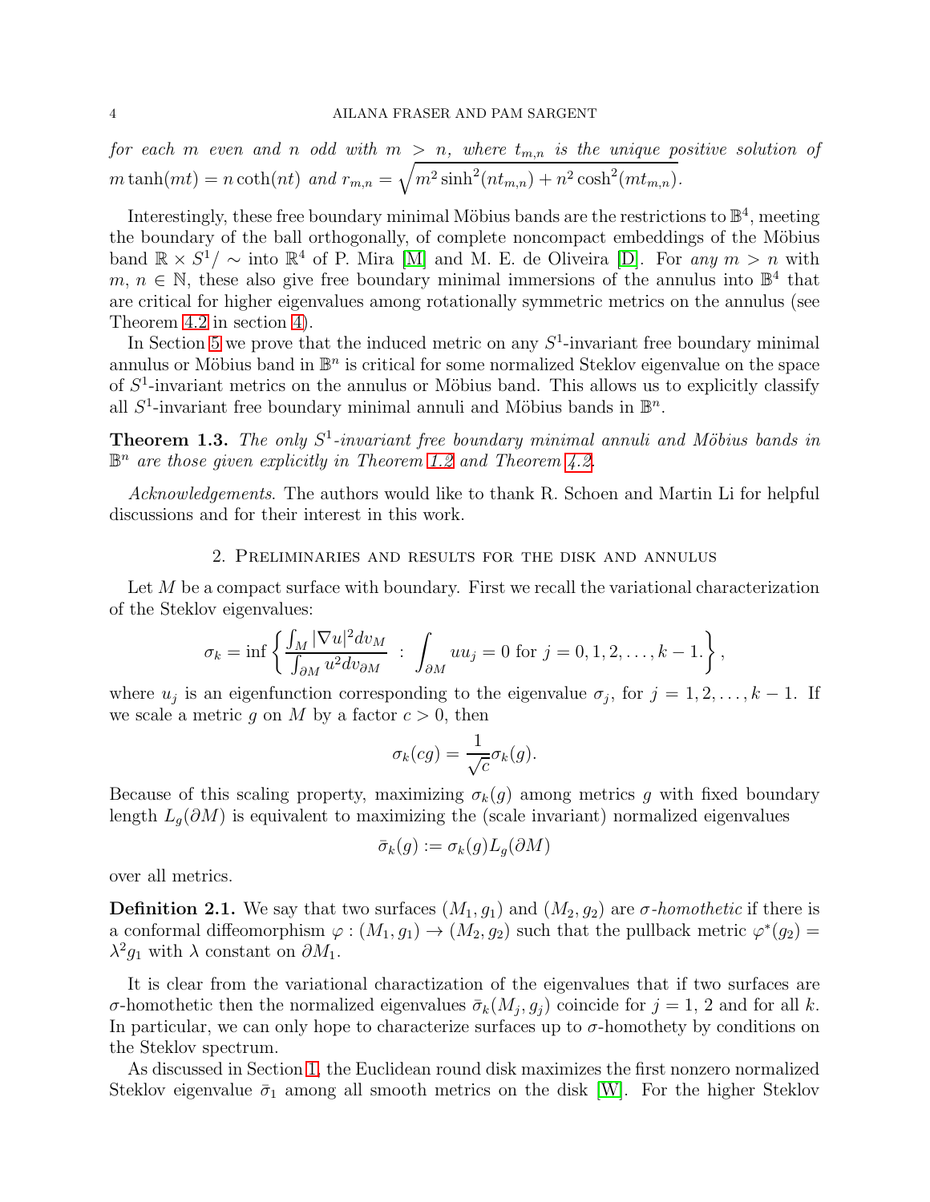*for each $m$ even and $n$ odd with $m > n$, where $t_{m,n}$ is the unique positive solution of $m\tanh(mt) = n\coth(nt)$ and $r_{m,n} = \sqrt{m^2\sinh^2(nt_{m,n}) + n^2\cosh^2(mt_{m,n})}$.*

Interestingly, these free boundary minimal Möbius bands are the restrictions to $\mathbb{B}^4$, meeting the boundary of the ball orthogonally, of complete noncompact embeddings of the Möbius band $\mathbb{R} \times S^1/\sim$ into $\mathbb{R}^4$ of P. Mira [M] and M. E. de Oliveira [D]. For *any* $m > n$ with $m, n \in \mathbb{N}$, these also give free boundary minimal immersions of the annulus into $\mathbb{B}^4$ that are critical for higher eigenvalues among rotationally symmetric metrics on the annulus (see Theorem 4.2 in section 4).

In Section 5 we prove that the induced metric on any $S^1$-invariant free boundary minimal annulus or Möbius band in $\mathbb{B}^n$ is critical for some normalized Steklov eigenvalue on the space of $S^1$-invariant metrics on the annulus or Möbius band. This allows us to explicitly classify all $S^1$-invariant free boundary minimal annuli and Möbius bands in $\mathbb{B}^n$.

**Theorem 1.3.** *The only $S^1$-invariant free boundary minimal annuli and Möbius bands in $\mathbb{B}^n$ are those given explicitly in Theorem 1.2 and Theorem 4.2.*

*Acknowledgements*. The authors would like to thank R. Schoen and Martin Li for helpful discussions and for their interest in this work.

## 2. Preliminaries and results for the disk and annulus

Let $M$ be a compact surface with boundary. First we recall the variational characterization of the Steklov eigenvalues:

$$\sigma_k = \inf\left\{ \frac{\int_M |\nabla u|^2 dv_M}{\int_{\partial M} u^2 dv_{\partial M}} \ : \ \int_{\partial M} u u_j = 0 \text{ for } j = 0, 1, 2, \ldots, k-1. \right\},$$

where $u_j$ is an eigenfunction corresponding to the eigenvalue $\sigma_j$, for $j = 1, 2, \ldots, k-1$. If we scale a metric $g$ on $M$ by a factor $c > 0$, then

$$\sigma_k(cg) = \frac{1}{\sqrt{c}}\sigma_k(g).$$

Because of this scaling property, maximizing $\sigma_k(g)$ among metrics $g$ with fixed boundary length $L_g(\partial M)$ is equivalent to maximizing the (scale invariant) normalized eigenvalues

$$\bar{\sigma}_k(g) := \sigma_k(g) L_g(\partial M)$$

over all metrics.

**Definition 2.1.** We say that two surfaces $(M_1, g_1)$ and $(M_2, g_2)$ are *$\sigma$-homothetic* if there is a conformal diffeomorphism $\varphi : (M_1, g_1) \to (M_2, g_2)$ such that the pullback metric $\varphi^*(g_2) = \lambda^2 g_1$ with $\lambda$ constant on $\partial M_1$.

It is clear from the variational charactization of the eigenvalues that if two surfaces are $\sigma$-homothetic then the normalized eigenvalues $\bar{\sigma}_k(M_j, g_j)$ coincide for $j = 1, 2$ and for all $k$. In particular, we can only hope to characterize surfaces up to $\sigma$-homothety by conditions on the Steklov spectrum.

As discussed in Section 1, the Euclidean round disk maximizes the first nonzero normalized Steklov eigenvalue $\bar{\sigma}_1$ among all smooth metrics on the disk [W]. For the higher Steklov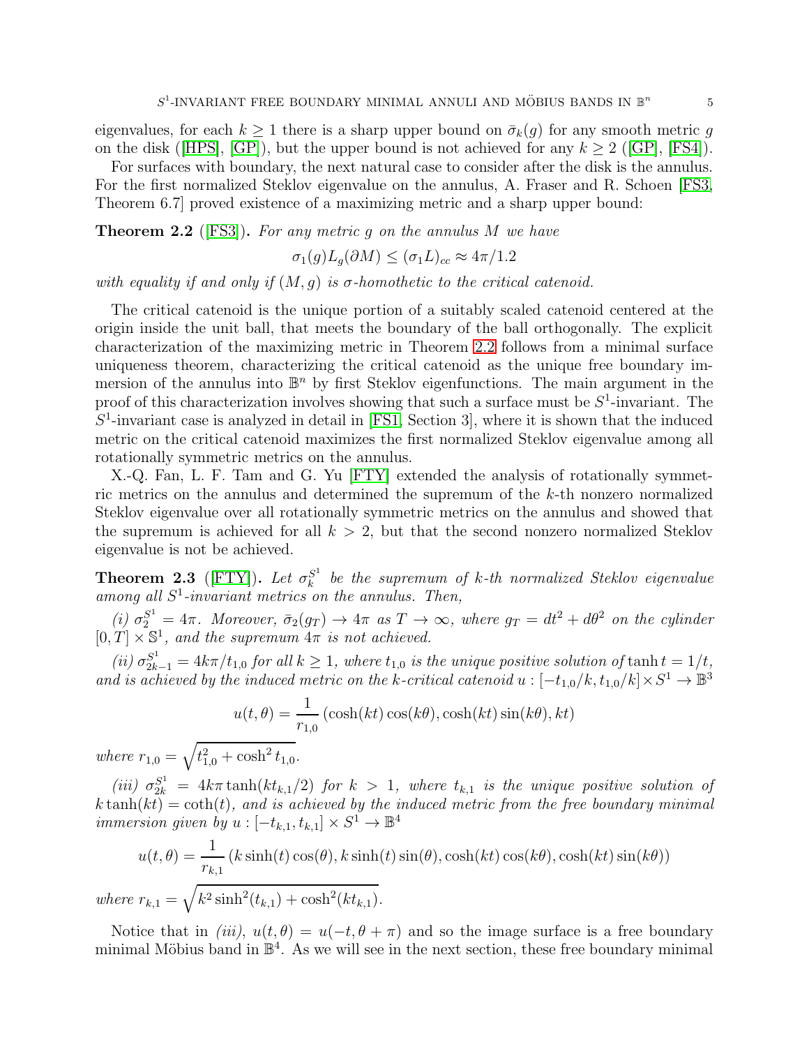eigenvalues, for each $k \geq 1$ there is a sharp upper bound on $\bar{\sigma}_k(g)$ for any smooth metric $g$ on the disk ([HPS], [GP]), but the upper bound is not achieved for any $k \geq 2$ ([GP], [FS4]).

For surfaces with boundary, the next natural case to consider after the disk is the annulus. For the first normalized Steklov eigenvalue on the annulus, A. Fraser and R. Schoen [FS3, Theorem 6.7] proved existence of a maximizing metric and a sharp upper bound:

**Theorem 2.2** ([FS3])**.** *For any metric $g$ on the annulus $M$ we have*

$$\sigma_1(g)L_g(\partial M) \leq (\sigma_1 L)_{cc} \approx 4\pi/1.2$$

*with equality if and only if $(M, g)$ is $\sigma$-homothetic to the critical catenoid.*

The critical catenoid is the unique portion of a suitably scaled catenoid centered at the origin inside the unit ball, that meets the boundary of the ball orthogonally. The explicit characterization of the maximizing metric in Theorem 2.2 follows from a minimal surface uniqueness theorem, characterizing the critical catenoid as the unique free boundary immersion of the annulus into $\mathbb{B}^n$ by first Steklov eigenfunctions. The main argument in the proof of this characterization involves showing that such a surface must be $S^1$-invariant. The $S^1$-invariant case is analyzed in detail in [FS1, Section 3], where it is shown that the induced metric on the critical catenoid maximizes the first normalized Steklov eigenvalue among all rotationally symmetric metrics on the annulus.

X.-Q. Fan, L. F. Tam and G. Yu [FTY] extended the analysis of rotationally symmetric metrics on the annulus and determined the supremum of the $k$-th nonzero normalized Steklov eigenvalue over all rotationally symmetric metrics on the annulus and showed that the supremum is achieved for all $k > 2$, but that the second nonzero normalized Steklov eigenvalue is not be achieved.

**Theorem 2.3** ([FTY])**.** *Let $\sigma_k^{S^1}$ be the supremum of $k$-th normalized Steklov eigenvalue among all $S^1$-invariant metrics on the annulus. Then,*

*(i) $\sigma_2^{S^1} = 4\pi$. Moreover, $\bar{\sigma}_2(g_T) \to 4\pi$ as $T \to \infty$, where $g_T = dt^2 + d\theta^2$ on the cylinder $[0, T] \times \mathbb{S}^1$, and the supremum $4\pi$ is not achieved.*

*(ii) $\sigma_{2k-1}^{S^1} = 4k\pi/t_{1,0}$ for all $k \geq 1$, where $t_{1,0}$ is the unique positive solution of $\tanh t = 1/t$, and is achieved by the induced metric on the $k$-critical catenoid $u : [-t_{1,0}/k, t_{1,0}/k] \times S^1 \to \mathbb{B}^3$*

$$u(t, \theta) = \frac{1}{r_{1,0}} \left(\cosh(kt)\cos(k\theta), \cosh(kt)\sin(k\theta), kt\right)$$

*where $r_{1,0} = \sqrt{t_{1,0}^2 + \cosh^2 t_{1,0}}$.*

*(iii) $\sigma_{2k}^{S^1} = 4k\pi \tanh(kt_{k,1}/2)$ for $k > 1$, where $t_{k,1}$ is the unique positive solution of $k\tanh(kt) = \coth(t)$, and is achieved by the induced metric from the free boundary minimal immersion given by $u : [-t_{k,1}, t_{k,1}] \times S^1 \to \mathbb{B}^4$*

$$u(t, \theta) = \frac{1}{r_{k,1}} \left(k\sinh(t)\cos(\theta), k\sinh(t)\sin(\theta), \cosh(kt)\cos(k\theta), \cosh(kt)\sin(k\theta)\right)$$

*where $r_{k,1} = \sqrt{k^2\sinh^2(t_{k,1}) + \cosh^2(kt_{k,1})}$.*

Notice that in *(iii)*, $u(t, \theta) = u(-t, \theta + \pi)$ and so the image surface is a free boundary minimal Möbius band in $\mathbb{B}^4$. As we will see in the next section, these free boundary minimal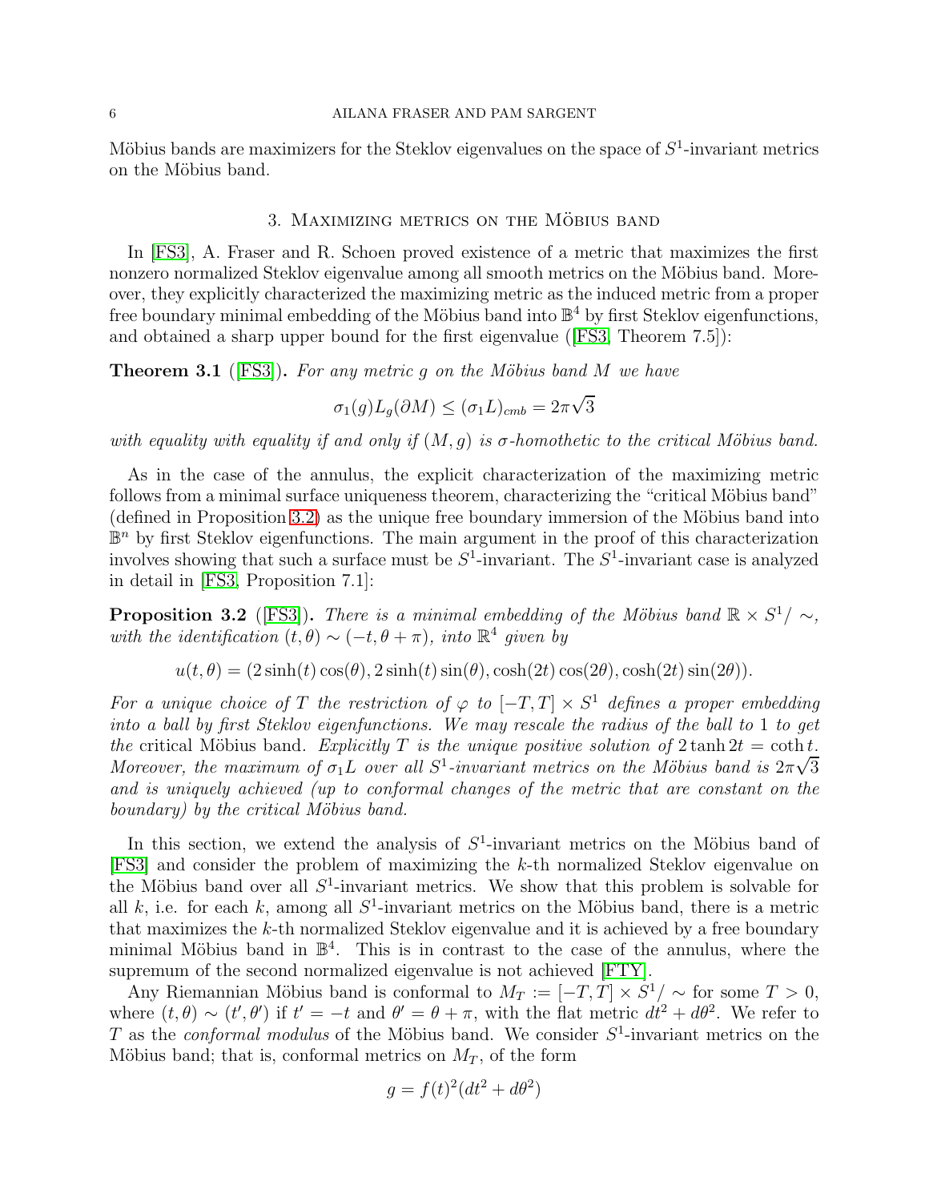Möbius bands are maximizers for the Steklov eigenvalues on the space of $S^1$-invariant metrics on the Möbius band.

## 3. Maximizing metrics on the Möbius band

In [FS3], A. Fraser and R. Schoen proved existence of a metric that maximizes the first nonzero normalized Steklov eigenvalue among all smooth metrics on the Möbius band. Moreover, they explicitly characterized the maximizing metric as the induced metric from a proper free boundary minimal embedding of the Möbius band into $\mathbb{B}^4$ by first Steklov eigenfunctions, and obtained a sharp upper bound for the first eigenvalue ([FS3, Theorem 7.5]):

**Theorem 3.1** ([FS3]). *For any metric $g$ on the Möbius band $M$ we have*

$$\sigma_1(g)L_g(\partial M) \leq (\sigma_1 L)_{cmb} = 2\pi\sqrt{3}$$

*with equality with equality if and only if $(M,g)$ is $\sigma$-homothetic to the critical Möbius band.*

As in the case of the annulus, the explicit characterization of the maximizing metric follows from a minimal surface uniqueness theorem, characterizing the "critical Möbius band" (defined in Proposition 3.2) as the unique free boundary immersion of the Möbius band into $\mathbb{B}^n$ by first Steklov eigenfunctions. The main argument in the proof of this characterization involves showing that such a surface must be $S^1$-invariant. The $S^1$-invariant case is analyzed in detail in [FS3, Proposition 7.1]:

**Proposition 3.2** ([FS3]). *There is a minimal embedding of the Möbius band $\mathbb{R} \times S^1/\sim$, with the identification $(t, \theta) \sim (-t, \theta + \pi)$, into $\mathbb{R}^4$ given by*

$$u(t, \theta) = (2\sinh(t)\cos(\theta), 2\sinh(t)\sin(\theta), \cosh(2t)\cos(2\theta), \cosh(2t)\sin(2\theta)).$$

*For a unique choice of $T$ the restriction of $\varphi$ to $[-T, T] \times S^1$ defines a proper embedding into a ball by first Steklov eigenfunctions. We may rescale the radius of the ball to $1$ to get the* critical Möbius band. *Explicitly $T$ is the unique positive solution of $2\tanh 2t = \coth t$. Moreover, the maximum of $\sigma_1 L$ over all $S^1$-invariant metrics on the Möbius band is $2\pi\sqrt{3}$ and is uniquely achieved (up to conformal changes of the metric that are constant on the boundary) by the critical Möbius band.*

In this section, we extend the analysis of $S^1$-invariant metrics on the Möbius band of [FS3] and consider the problem of maximizing the $k$-th normalized Steklov eigenvalue on the Möbius band over all $S^1$-invariant metrics. We show that this problem is solvable for all $k$, i.e. for each $k$, among all $S^1$-invariant metrics on the Möbius band, there is a metric that maximizes the $k$-th normalized Steklov eigenvalue and it is achieved by a free boundary minimal Möbius band in $\mathbb{B}^4$. This is in contrast to the case of the annulus, where the supremum of the second normalized eigenvalue is not achieved [FTY].

Any Riemannian Möbius band is conformal to $M_T := [-T, T] \times S^1/\sim$ for some $T > 0$, where $(t, \theta) \sim (t', \theta')$ if $t' = -t$ and $\theta' = \theta + \pi$, with the flat metric $dt^2 + d\theta^2$. We refer to $T$ as the *conformal modulus* of the Möbius band. We consider $S^1$-invariant metrics on the Möbius band; that is, conformal metrics on $M_T$, of the form

$$g = f(t)^2(dt^2 + d\theta^2)$$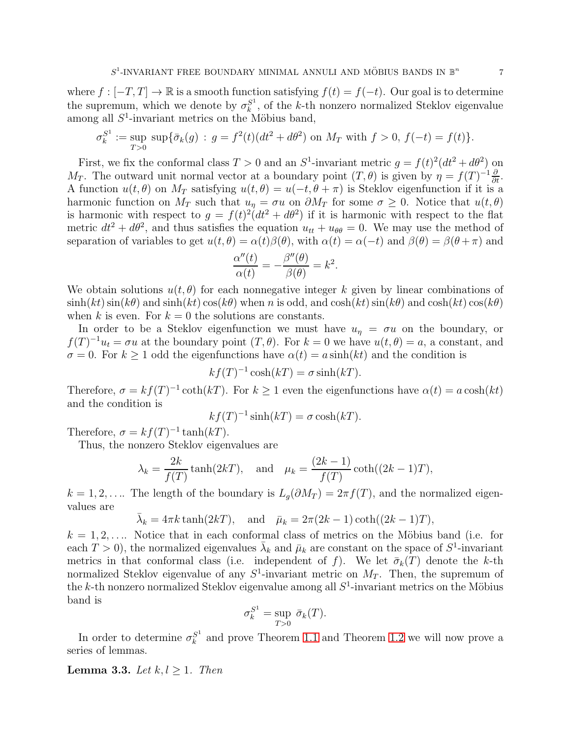where $f : [-T, T] \to \mathbb{R}$ is a smooth function satisfying $f(t) = f(-t)$. Our goal is to determine the supremum, which we denote by $\sigma_k^{S^1}$, of the $k$-th nonzero normalized Steklov eigenvalue among all $S^1$-invariant metrics on the Möbius band,

$$\sigma_k^{S^1} := \sup_{T>0} \sup\{\bar{\sigma}_k(g) \, : \, g = f^2(t)(dt^2 + d\theta^2) \text{ on } M_T \text{ with } f > 0, \, f(-t) = f(t)\}.$$

First, we fix the conformal class $T > 0$ and an $S^1$-invariant metric $g = f(t)^2(dt^2 + d\theta^2)$ on $M_T$. The outward unit normal vector at a boundary point $(T, \theta)$ is given by $\eta = f(T)^{-1}\frac{\partial}{\partial t}$. A function $u(t, \theta)$ on $M_T$ satisfying $u(t, \theta) = u(-t, \theta + \pi)$ is Steklov eigenfunction if it is a harmonic function on $M_T$ such that $u_\eta = \sigma u$ on $\partial M_T$ for some $\sigma \geq 0$. Notice that $u(t, \theta)$ is harmonic with respect to $g = f(t)^2(dt^2 + d\theta^2)$ if it is harmonic with respect to the flat metric $dt^2 + d\theta^2$, and thus satisfies the equation $u_{tt} + u_{\theta\theta} = 0$. We may use the method of separation of variables to get $u(t, \theta) = \alpha(t)\beta(\theta)$, with $\alpha(t) = \alpha(-t)$ and $\beta(\theta) = \beta(\theta + \pi)$ and

$$\frac{\alpha''(t)}{\alpha(t)} = -\frac{\beta''(\theta)}{\beta(\theta)} = k^2.$$

We obtain solutions $u(t, \theta)$ for each nonnegative integer $k$ given by linear combinations of $\sinh(kt)\sin(k\theta)$ and $\sinh(kt)\cos(k\theta)$ when $n$ is odd, and $\cosh(kt)\sin(k\theta)$ and $\cosh(kt)\cos(k\theta)$ when $k$ is even. For $k = 0$ the solutions are constants.

In order to be a Steklov eigenfunction we must have $u_\eta = \sigma u$ on the boundary, or $f(T)^{-1}u_t = \sigma u$ at the boundary point $(T, \theta)$. For $k = 0$ we have $u(t, \theta) = a$, a constant, and $\sigma = 0$. For $k \geq 1$ odd the eigenfunctions have $\alpha(t) = a\sinh(kt)$ and the condition is

$$kf(T)^{-1}\cosh(kT) = \sigma \sinh(kT).$$

Therefore, $\sigma = kf(T)^{-1}\coth(kT)$. For $k \geq 1$ even the eigenfunctions have $\alpha(t) = a\cosh(kt)$ and the condition is

$$kf(T)^{-1}\sinh(kT) = \sigma \cosh(kT).$$

Therefore, $\sigma = kf(T)^{-1}\tanh(kT)$.

Thus, the nonzero Steklov eigenvalues are

$$\lambda_k = \frac{2k}{f(T)}\tanh(2kT), \quad \text{and} \quad \mu_k = \frac{(2k-1)}{f(T)}\coth((2k-1)T),$$

$k = 1, 2, \ldots$. The length of the boundary is $L_g(\partial M_T) = 2\pi f(T)$, and the normalized eigenvalues are

$$\bar{\lambda}_k = 4\pi k \tanh(2kT), \quad \text{and} \quad \bar{\mu}_k = 2\pi(2k-1)\coth((2k-1)T),$$

$k = 1, 2, \ldots$. Notice that in each conformal class of metrics on the Möbius band (i.e. for each $T > 0$), the normalized eigenvalues $\bar{\lambda}_k$ and $\bar{\mu}_k$ are constant on the space of $S^1$-invariant metrics in that conformal class (i.e. independent of $f$). We let $\bar{\sigma}_k(T)$ denote the $k$-th normalized Steklov eigenvalue of any $S^1$-invariant metric on $M_T$. Then, the supremum of the $k$-th nonzero normalized Steklov eigenvalue among all $S^1$-invariant metrics on the Möbius band is

$$\sigma_k^{S^1} = \sup_{T>0} \bar{\sigma}_k(T).$$

In order to determine $\sigma_k^{S^1}$ and prove Theorem 1.1 and Theorem 1.2 we will now prove a series of lemmas.

**Lemma 3.3.** *Let $k, l \geq 1$. Then*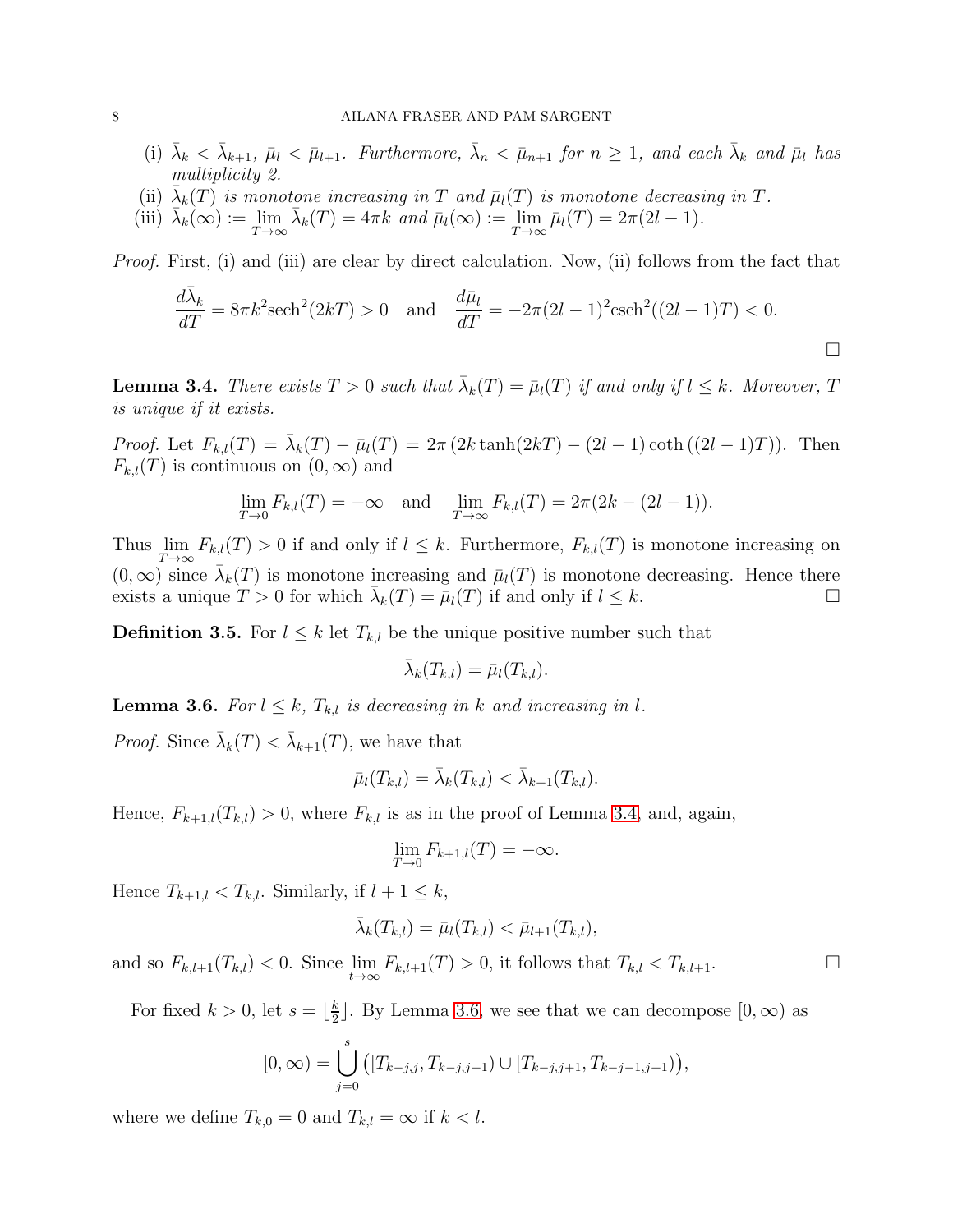(i) $\bar{\lambda}_k < \bar{\lambda}_{k+1}$, $\bar{\mu}_l < \bar{\mu}_{l+1}$. *Furthermore,* $\bar{\lambda}_n < \bar{\mu}_{n+1}$ *for* $n \geq 1$, *and each* $\bar{\lambda}_k$ *and* $\bar{\mu}_l$ *has multiplicity 2.*

(ii) $\bar{\lambda}_k(T)$ *is monotone increasing in* $T$ *and* $\bar{\mu}_l(T)$ *is monotone decreasing in* $T$.

(iii) $\bar{\lambda}_k(\infty) := \lim_{T\to\infty} \bar{\lambda}_k(T) = 4\pi k$ *and* $\bar{\mu}_l(\infty) := \lim_{T\to\infty} \bar{\mu}_l(T) = 2\pi(2l-1)$.

*Proof.* First, (i) and (iii) are clear by direct calculation. Now, (ii) follows from the fact that

$$\frac{d\bar{\lambda}_k}{dT} = 8\pi k^2 \text{sech}^2(2kT) > 0 \quad \text{and} \quad \frac{d\bar{\mu}_l}{dT} = -2\pi(2l-1)^2 \text{csch}^2((2l-1)T) < 0.$$

□

**Lemma 3.4.** *There exists* $T > 0$ *such that* $\bar{\lambda}_k(T) = \bar{\mu}_l(T)$ *if and only if* $l \leq k$. *Moreover,* $T$ *is unique if it exists.*

*Proof.* Let $F_{k,l}(T) = \bar{\lambda}_k(T) - \bar{\mu}_l(T) = 2\pi\left(2k\tanh(2kT) - (2l-1)\coth\left((2l-1)T\right)\right)$. Then $F_{k,l}(T)$ is continuous on $(0,\infty)$ and

$$\lim_{T\to 0} F_{k,l}(T) = -\infty \quad \text{and} \quad \lim_{T\to\infty} F_{k,l}(T) = 2\pi(2k - (2l-1)).$$

Thus $\lim_{T\to\infty} F_{k,l}(T) > 0$ if and only if $l \leq k$. Furthermore, $F_{k,l}(T)$ is monotone increasing on $(0,\infty)$ since $\bar{\lambda}_k(T)$ is monotone increasing and $\bar{\mu}_l(T)$ is monotone decreasing. Hence there exists a unique $T > 0$ for which $\bar{\lambda}_k(T) = \bar{\mu}_l(T)$ if and only if $l \leq k$. □

**Definition 3.5.** For $l \leq k$ let $T_{k,l}$ be the unique positive number such that

$$\bar{\lambda}_k(T_{k,l}) = \bar{\mu}_l(T_{k,l}).$$

**Lemma 3.6.** *For* $l \leq k$, $T_{k,l}$ *is decreasing in* $k$ *and increasing in* $l$.

*Proof.* Since $\bar{\lambda}_k(T) < \bar{\lambda}_{k+1}(T)$, we have that

$$\bar{\mu}_l(T_{k,l}) = \bar{\lambda}_k(T_{k,l}) < \bar{\lambda}_{k+1}(T_{k,l}).$$

Hence, $F_{k+1,l}(T_{k,l}) > 0$, where $F_{k,l}$ is as in the proof of Lemma 3.4, and, again,

$$\lim_{T\to 0} F_{k+1,l}(T) = -\infty.$$

Hence $T_{k+1,l} < T_{k,l}$. Similarly, if $l+1 \leq k$,

$$\bar{\lambda}_k(T_{k,l}) = \bar{\mu}_l(T_{k,l}) < \bar{\mu}_{l+1}(T_{k,l}),$$

and so $F_{k,l+1}(T_{k,l}) < 0$. Since $\lim_{t\to\infty} F_{k,l+1}(T) > 0$, it follows that $T_{k,l} < T_{k,l+1}$. □

For fixed $k > 0$, let $s = \lfloor \frac{k}{2} \rfloor$. By Lemma 3.6, we see that we can decompose $[0,\infty)$ as

$$[0,\infty) = \bigcup_{j=0}^{s} \left( [T_{k-j,j}, T_{k-j,j+1}) \cup [T_{k-j,j+1}, T_{k-j-1,j+1}) \right),$$

where we define $T_{k,0} = 0$ and $T_{k,l} = \infty$ if $k < l$.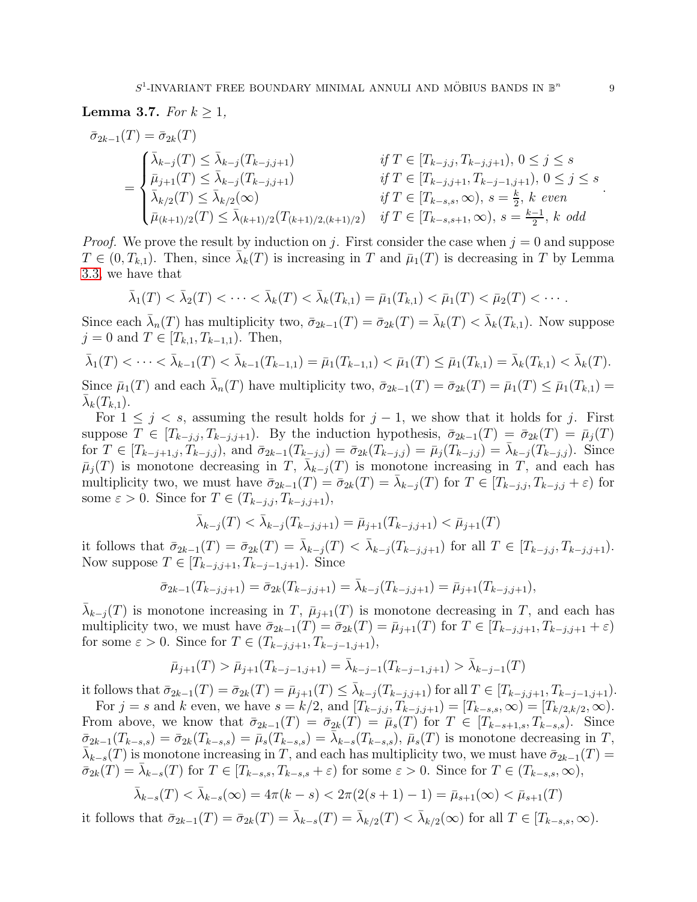**Lemma 3.7.** *For $k \geq 1$,*

$$\bar{\sigma}_{2k-1}(T) = \bar{\sigma}_{2k}(T)$$
$$= \begin{cases} \bar{\lambda}_{k-j}(T) \leq \bar{\lambda}_{k-j}(T_{k-j,j+1}) & \text{if } T \in [T_{k-j,j}, T_{k-j,j+1}),\ 0 \leq j \leq s \\ \bar{\mu}_{j+1}(T) \leq \bar{\lambda}_{k-j}(T_{k-j,j+1}) & \text{if } T \in [T_{k-j,j+1}, T_{k-j-1,j+1}),\ 0 \leq j \leq s \\ \bar{\lambda}_{k/2}(T) \leq \bar{\lambda}_{k/2}(\infty) & \text{if } T \in [T_{k-s,s}, \infty),\ s = \frac{k}{2},\ k \text{ even} \\ \bar{\mu}_{(k+1)/2}(T) \leq \bar{\lambda}_{(k+1)/2}(T_{(k+1)/2,(k+1)/2}) & \text{if } T \in [T_{k-s,s+1}, \infty),\ s = \frac{k-1}{2},\ k \text{ odd} \end{cases}.$$

*Proof.* We prove the result by induction on $j$. First consider the case when $j = 0$ and suppose $T \in (0, T_{k,1})$. Then, since $\bar{\lambda}_k(T)$ is increasing in $T$ and $\bar{\mu}_1(T)$ is decreasing in $T$ by Lemma 3.3, we have that

$$\bar{\lambda}_1(T) < \bar{\lambda}_2(T) < \cdots < \bar{\lambda}_k(T) < \bar{\lambda}_k(T_{k,1}) = \bar{\mu}_1(T_{k,1}) < \bar{\mu}_1(T) < \bar{\mu}_2(T) < \cdots.$$

Since each $\bar{\lambda}_n(T)$ has multiplicity two, $\bar{\sigma}_{2k-1}(T) = \bar{\sigma}_{2k}(T) = \bar{\lambda}_k(T) < \bar{\lambda}_k(T_{k,1})$. Now suppose $j = 0$ and $T \in [T_{k,1}, T_{k-1,1})$. Then,

$$\bar{\lambda}_1(T) < \cdots < \bar{\lambda}_{k-1}(T) < \bar{\lambda}_{k-1}(T_{k-1,1}) = \bar{\mu}_1(T_{k-1,1}) < \bar{\mu}_1(T) \leq \bar{\mu}_1(T_{k,1}) = \bar{\lambda}_k(T_{k,1}) < \bar{\lambda}_k(T).$$

Since $\bar{\mu}_1(T)$ and each $\bar{\lambda}_n(T)$ have multiplicity two, $\bar{\sigma}_{2k-1}(T) = \bar{\sigma}_{2k}(T) = \bar{\mu}_1(T) \leq \bar{\mu}_1(T_{k,1}) = \bar{\lambda}_k(T_{k,1})$.

For $1 \leq j < s$, assuming the result holds for $j-1$, we show that it holds for $j$. First suppose $T \in [T_{k-j,j}, T_{k-j,j+1})$. By the induction hypothesis, $\bar{\sigma}_{2k-1}(T) = \bar{\sigma}_{2k}(T) = \bar{\mu}_j(T)$ for $T \in [T_{k-j+1,j}, T_{k-j,j})$, and $\bar{\sigma}_{2k-1}(T_{k-j,j}) = \bar{\sigma}_{2k}(T_{k-j,j}) = \bar{\mu}_j(T_{k-j,j}) = \bar{\lambda}_{k-j}(T_{k-j,j})$. Since $\bar{\mu}_j(T)$ is monotone decreasing in $T$, $\bar{\lambda}_{k-j}(T)$ is monotone increasing in $T$, and each has multiplicity two, we must have $\bar{\sigma}_{2k-1}(T) = \bar{\sigma}_{2k}(T) = \bar{\lambda}_{k-j}(T)$ for $T \in [T_{k-j,j}, T_{k-j,j} + \varepsilon)$ for some $\varepsilon > 0$. Since for $T \in (T_{k-j,j}, T_{k-j,j+1})$,

$$\bar{\lambda}_{k-j}(T) < \bar{\lambda}_{k-j}(T_{k-j,j+1}) = \bar{\mu}_{j+1}(T_{k-j,j+1}) < \bar{\mu}_{j+1}(T)$$

it follows that $\bar{\sigma}_{2k-1}(T) = \bar{\sigma}_{2k}(T) = \bar{\lambda}_{k-j}(T) < \bar{\lambda}_{k-j}(T_{k-j,j+1})$ for all $T \in [T_{k-j,j}, T_{k-j,j+1})$. Now suppose $T \in [T_{k-j,j+1}, T_{k-j-1,j+1})$. Since

$$\bar{\sigma}_{2k-1}(T_{k-j,j+1}) = \bar{\sigma}_{2k}(T_{k-j,j+1}) = \bar{\lambda}_{k-j}(T_{k-j,j+1}) = \bar{\mu}_{j+1}(T_{k-j,j+1}),$$

$\bar{\lambda}_{k-j}(T)$ is monotone increasing in $T$, $\bar{\mu}_{j+1}(T)$ is monotone decreasing in $T$, and each has multiplicity two, we must have $\bar{\sigma}_{2k-1}(T) = \bar{\sigma}_{2k}(T) = \bar{\mu}_{j+1}(T)$ for $T \in [T_{k-j,j+1}, T_{k-j,j+1} + \varepsilon)$ for some $\varepsilon > 0$. Since for $T \in (T_{k-j,j+1}, T_{k-j-1,j+1})$,

$$\bar{\mu}_{j+1}(T) > \bar{\mu}_{j+1}(T_{k-j-1,j+1}) = \bar{\lambda}_{k-j-1}(T_{k-j-1,j+1}) > \bar{\lambda}_{k-j-1}(T)$$

it follows that $\bar{\sigma}_{2k-1}(T) = \bar{\sigma}_{2k}(T) = \bar{\mu}_{j+1}(T) \leq \bar{\lambda}_{k-j}(T_{k-j,j+1})$ for all $T \in [T_{k-j,j+1}, T_{k-j-1,j+1})$.

For $j = s$ and $k$ even, we have $s = k/2$, and $[T_{k-j,j}, T_{k-j,j+1}) = [T_{k-s,s}, \infty) = [T_{k/2,k/2}, \infty)$. From above, we know that $\bar{\sigma}_{2k-1}(T) = \bar{\sigma}_{2k}(T) = \bar{\mu}_s(T)$ for $T \in [T_{k-s+1,s}, T_{k-s,s})$. Since $\bar{\sigma}_{2k-1}(T_{k-s,s}) = \bar{\sigma}_{2k}(T_{k-s,s}) = \bar{\mu}_s(T_{k-s,s}) = \bar{\lambda}_{k-s}(T_{k-s,s})$, $\bar{\mu}_s(T)$ is monotone decreasing in $T$, $\bar{\lambda}_{k-s}(T)$ is monotone increasing in $T$, and each has multiplicity two, we must have $\bar{\sigma}_{2k-1}(T) = \bar{\sigma}_{2k}(T) = \bar{\lambda}_{k-s}(T)$ for $T \in [T_{k-s,s}, T_{k-s,s} + \varepsilon)$ for some $\varepsilon > 0$. Since for $T \in (T_{k-s,s}, \infty)$,

$$\bar{\lambda}_{k-s}(T) < \bar{\lambda}_{k-s}(\infty) = 4\pi(k-s) < 2\pi(2(s+1)-1) = \bar{\mu}_{s+1}(\infty) < \bar{\mu}_{s+1}(T)$$

it follows that $\bar{\sigma}_{2k-1}(T) = \bar{\sigma}_{2k}(T) = \bar{\lambda}_{k-s}(T) = \bar{\lambda}_{k/2}(T) < \bar{\lambda}_{k/2}(\infty)$ for all $T \in [T_{k-s,s}, \infty)$.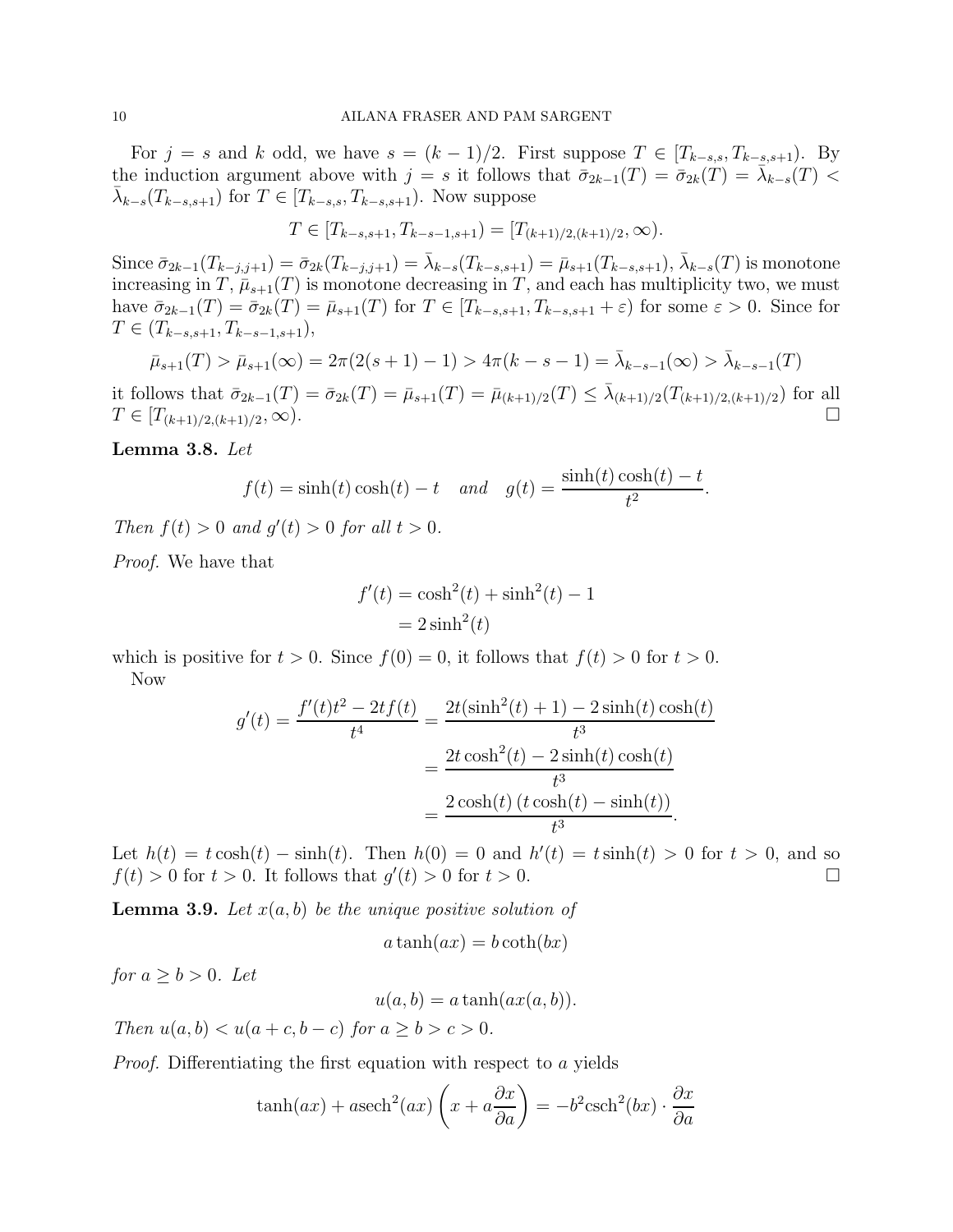For $j = s$ and $k$ odd, we have $s = (k-1)/2$. First suppose $T \in [T_{k-s,s}, T_{k-s,s+1})$. By the induction argument above with $j = s$ it follows that $\bar{\sigma}_{2k-1}(T) = \bar{\sigma}_{2k}(T) = \bar{\lambda}_{k-s}(T) < \bar{\lambda}_{k-s}(T_{k-s,s+1})$ for $T \in [T_{k-s,s}, T_{k-s,s+1})$. Now suppose

$$T \in [T_{k-s,s+1}, T_{k-s-1,s+1}) = [T_{(k+1)/2,(k+1)/2}, \infty).$$

Since $\bar{\sigma}_{2k-1}(T_{k-j,j+1}) = \bar{\sigma}_{2k}(T_{k-j,j+1}) = \bar{\lambda}_{k-s}(T_{k-s,s+1}) = \bar{\mu}_{s+1}(T_{k-s,s+1})$, $\bar{\lambda}_{k-s}(T)$ is monotone increasing in $T$, $\bar{\mu}_{s+1}(T)$ is monotone decreasing in $T$, and each has multiplicity two, we must have $\bar{\sigma}_{2k-1}(T) = \bar{\sigma}_{2k}(T) = \bar{\mu}_{s+1}(T)$ for $T \in [T_{k-s,s+1}, T_{k-s,s+1} + \varepsilon)$ for some $\varepsilon > 0$. Since for $T \in (T_{k-s,s+1}, T_{k-s-1,s+1})$,

$$\bar{\mu}_{s+1}(T) > \bar{\mu}_{s+1}(\infty) = 2\pi(2(s+1)-1) > 4\pi(k-s-1) = \bar{\lambda}_{k-s-1}(\infty) > \bar{\lambda}_{k-s-1}(T)$$

it follows that $\bar{\sigma}_{2k-1}(T) = \bar{\sigma}_{2k}(T) = \bar{\mu}_{s+1}(T) = \bar{\mu}_{(k+1)/2}(T) \leq \bar{\lambda}_{(k+1)/2}(T_{(k+1)/2,(k+1)/2})$ for all $T \in [T_{(k+1)/2,(k+1)/2}, \infty)$. $\square$

**Lemma 3.8.** *Let*

$$f(t) = \sinh(t)\cosh(t) - t \quad \textit{and} \quad g(t) = \frac{\sinh(t)\cosh(t) - t}{t^2}.$$

*Then $f(t) > 0$ and $g'(t) > 0$ for all $t > 0$.*

*Proof.* We have that

$$\begin{aligned} f'(t) &= \cosh^2(t) + \sinh^2(t) - 1 \\ &= 2\sinh^2(t) \end{aligned}$$

which is positive for $t > 0$. Since $f(0) = 0$, it follows that $f(t) > 0$ for $t > 0$.

Now

$$\begin{aligned} g'(t) = \frac{f'(t)t^2 - 2tf(t)}{t^4} &= \frac{2t(\sinh^2(t) + 1) - 2\sinh(t)\cosh(t)}{t^3} \\ &= \frac{2t\cosh^2(t) - 2\sinh(t)\cosh(t)}{t^3} \\ &= \frac{2\cosh(t)\,(t\cosh(t) - \sinh(t))}{t^3}. \end{aligned}$$

Let $h(t) = t\cosh(t) - \sinh(t)$. Then $h(0) = 0$ and $h'(t) = t\sinh(t) > 0$ for $t > 0$, and so $f(t) > 0$ for $t > 0$. It follows that $g'(t) > 0$ for $t > 0$. $\square$

**Lemma 3.9.** *Let $x(a,b)$ be the unique positive solution of*

$$a\tanh(ax) = b\coth(bx)$$

*for $a \geq b > 0$. Let*

$$u(a,b) = a\tanh(ax(a,b)).$$

*Then $u(a,b) < u(a+c, b-c)$ for $a \geq b > c > 0$.*

*Proof.* Differentiating the first equation with respect to $a$ yields

$$\tanh(ax) + a\text{sech}^2(ax)\left(x + a\frac{\partial x}{\partial a}\right) = -b^2\text{csch}^2(bx) \cdot \frac{\partial x}{\partial a}$$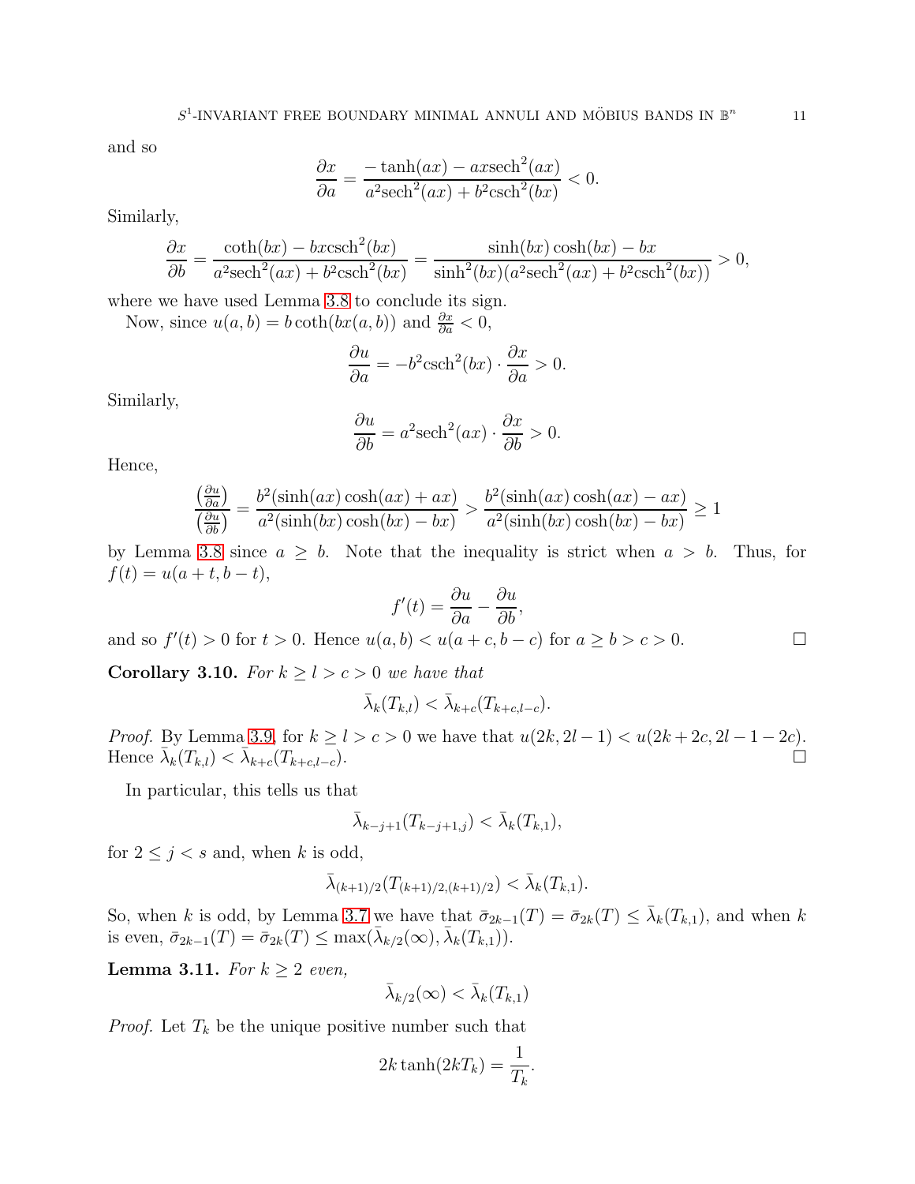and so

$$\frac{\partial x}{\partial a} = \frac{-\tanh(ax) - ax\mathrm{sech}^2(ax)}{a^2\mathrm{sech}^2(ax) + b^2\mathrm{csch}^2(bx)} < 0.$$

Similarly,

$$\frac{\partial x}{\partial b} = \frac{\coth(bx) - bx\mathrm{csch}^2(bx)}{a^2\mathrm{sech}^2(ax) + b^2\mathrm{csch}^2(bx)} = \frac{\sinh(bx)\cosh(bx) - bx}{\sinh^2(bx)(a^2\mathrm{sech}^2(ax) + b^2\mathrm{csch}^2(bx))} > 0,$$

where we have used Lemma 3.8 to conclude its sign.

Now, since $u(a,b) = b\coth(bx(a,b))$ and $\frac{\partial x}{\partial a} < 0$,

$$\frac{\partial u}{\partial a} = -b^2\mathrm{csch}^2(bx) \cdot \frac{\partial x}{\partial a} > 0.$$

Similarly,

$$\frac{\partial u}{\partial b} = a^2\mathrm{sech}^2(ax) \cdot \frac{\partial x}{\partial b} > 0.$$

Hence,

$$\frac{\left(\frac{\partial u}{\partial a}\right)}{\left(\frac{\partial u}{\partial b}\right)} = \frac{b^2(\sinh(ax)\cosh(ax) + ax)}{a^2(\sinh(bx)\cosh(bx) - bx)} > \frac{b^2(\sinh(ax)\cosh(ax) - ax)}{a^2(\sinh(bx)\cosh(bx) - bx)} \geq 1$$

by Lemma 3.8 since $a \geq b$. Note that the inequality is strict when $a > b$. Thus, for $f(t) = u(a+t, b-t)$,

$$f'(t) = \frac{\partial u}{\partial a} - \frac{\partial u}{\partial b},$$

and so $f'(t) > 0$ for $t > 0$. Hence $u(a,b) < u(a+c, b-c)$ for $a \geq b > c > 0$. $\square$

**Corollary 3.10.** *For $k \geq l > c > 0$ we have that*

$$\bar{\lambda}_k(T_{k,l}) < \bar{\lambda}_{k+c}(T_{k+c,l-c}).$$

*Proof.* By Lemma 3.9, for $k \geq l > c > 0$ we have that $u(2k, 2l-1) < u(2k+2c, 2l-1-2c)$. Hence $\bar{\lambda}_k(T_{k,l}) < \bar{\lambda}_{k+c}(T_{k+c,l-c})$. $\square$

In particular, this tells us that

$$\bar{\lambda}_{k-j+1}(T_{k-j+1,j}) < \bar{\lambda}_k(T_{k,1}),$$

for $2 \leq j < s$ and, when $k$ is odd,

$$\bar{\lambda}_{(k+1)/2}(T_{(k+1)/2,(k+1)/2}) < \bar{\lambda}_k(T_{k,1}).$$

So, when $k$ is odd, by Lemma 3.7 we have that $\bar{\sigma}_{2k-1}(T) = \bar{\sigma}_{2k}(T) \leq \bar{\lambda}_k(T_{k,1})$, and when $k$ is even, $\bar{\sigma}_{2k-1}(T) = \bar{\sigma}_{2k}(T) \leq \max(\bar{\lambda}_{k/2}(\infty), \bar{\lambda}_k(T_{k,1}))$.

**Lemma 3.11.** *For $k \geq 2$ even,*

$$\bar{\lambda}_{k/2}(\infty) < \bar{\lambda}_k(T_{k,1})$$

*Proof.* Let $T_k$ be the unique positive number such that

$$2k\tanh(2kT_k) = \frac{1}{T_k}.$$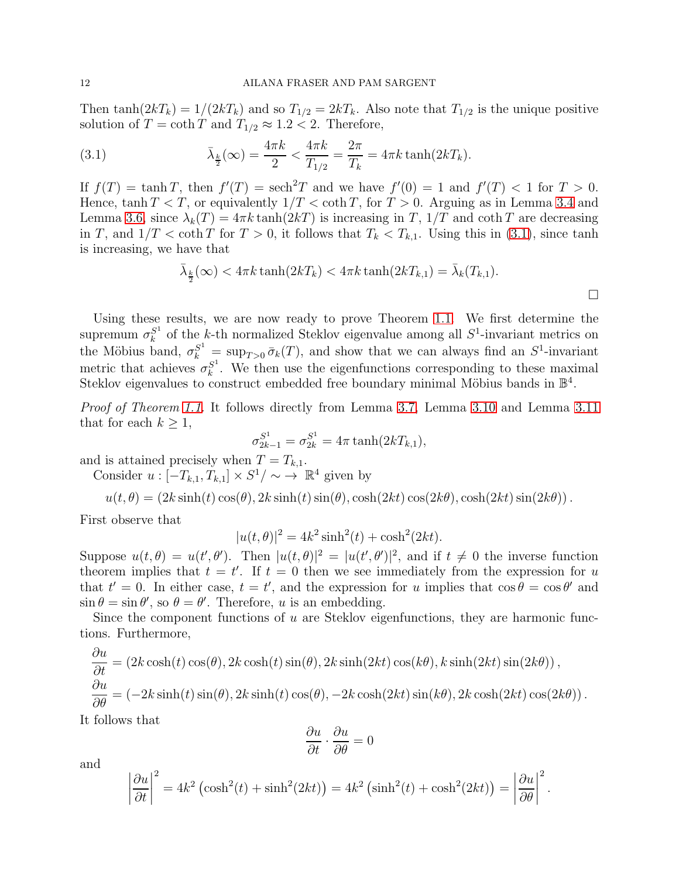Then $\tanh(2kT_k) = 1/(2kT_k)$ and so $T_{1/2} = 2kT_k$. Also note that $T_{1/2}$ is the unique positive solution of $T = \coth T$ and $T_{1/2} \approx 1.2 < 2$. Therefore,

$$\bar{\lambda}_{\frac{k}{2}}(\infty) = \frac{4\pi k}{2} < \frac{4\pi k}{T_{1/2}} = \frac{2\pi}{T_k} = 4\pi k \tanh(2kT_k). \tag{3.1}$$

If $f(T) = \tanh T$, then $f'(T) = \operatorname{sech}^2 T$ and we have $f'(0) = 1$ and $f'(T) < 1$ for $T > 0$. Hence, $\tanh T < T$, or equivalently $1/T < \coth T$, for $T > 0$. Arguing as in Lemma 3.4 and Lemma 3.6, since $\lambda_k(T) = 4\pi k \tanh(2kT)$ is increasing in $T$, $1/T$ and $\coth T$ are decreasing in $T$, and $1/T < \coth T$ for $T > 0$, it follows that $T_k < T_{k,1}$. Using this in (3.1), since tanh is increasing, we have that

$$\bar{\lambda}_{\frac{k}{2}}(\infty) < 4\pi k \tanh(2kT_k) < 4\pi k \tanh(2kT_{k,1}) = \bar{\lambda}_k(T_{k,1}).$$

□

Using these results, we are now ready to prove Theorem 1.1. We first determine the supremum $\sigma_k^{S^1}$ of the $k$-th normalized Steklov eigenvalue among all $S^1$-invariant metrics on the Möbius band, $\sigma_k^{S^1} = \sup_{T>0} \bar{\sigma}_k(T)$, and show that we can always find an $S^1$-invariant metric that achieves $\sigma_k^{S^1}$. We then use the eigenfunctions corresponding to these maximal Steklov eigenvalues to construct embedded free boundary minimal Möbius bands in $\mathbb{B}^4$.

*Proof of Theorem 1.1.* It follows directly from Lemma 3.7, Lemma 3.10 and Lemma 3.11 that for each $k \geq 1$,

$$\sigma_{2k-1}^{S^1} = \sigma_{2k}^{S^1} = 4\pi \tanh(2kT_{k,1}),$$

and is attained precisely when $T = T_{k,1}$.

Consider $u : [-T_{k,1}, T_{k,1}] \times S^1/\sim \to \mathbb{R}^4$ given by

$$u(t,\theta) = (2k\sinh(t)\cos(\theta), 2k\sinh(t)\sin(\theta), \cosh(2kt)\cos(2k\theta), \cosh(2kt)\sin(2k\theta)).$$

First observe that

$$|u(t,\theta)|^2 = 4k^2\sinh^2(t) + \cosh^2(2kt).$$

Suppose $u(t,\theta) = u(t',\theta')$. Then $|u(t,\theta)|^2 = |u(t',\theta')|^2$, and if $t \neq 0$ the inverse function theorem implies that $t = t'$. If $t = 0$ then we see immediately from the expression for $u$ that $t' = 0$. In either case, $t = t'$, and the expression for $u$ implies that $\cos\theta = \cos\theta'$ and $\sin\theta = \sin\theta'$, so $\theta = \theta'$. Therefore, $u$ is an embedding.

Since the component functions of $u$ are Steklov eigenfunctions, they are harmonic functions. Furthermore,

$$\frac{\partial u}{\partial t} = (2k\cosh(t)\cos(\theta), 2k\cosh(t)\sin(\theta), 2k\sinh(2kt)\cos(k\theta), k\sinh(2kt)\sin(2k\theta)),$$
$$\frac{\partial u}{\partial \theta} = (-2k\sinh(t)\sin(\theta), 2k\sinh(t)\cos(\theta), -2k\cosh(2kt)\sin(k\theta), 2k\cosh(2kt)\cos(2k\theta)).$$

It follows that

$$\frac{\partial u}{\partial t} \cdot \frac{\partial u}{\partial \theta} = 0$$

and

$$\left|\frac{\partial u}{\partial t}\right|^2 = 4k^2\left(\cosh^2(t) + \sinh^2(2kt)\right) = 4k^2\left(\sinh^2(t) + \cosh^2(2kt)\right) = \left|\frac{\partial u}{\partial \theta}\right|^2.$$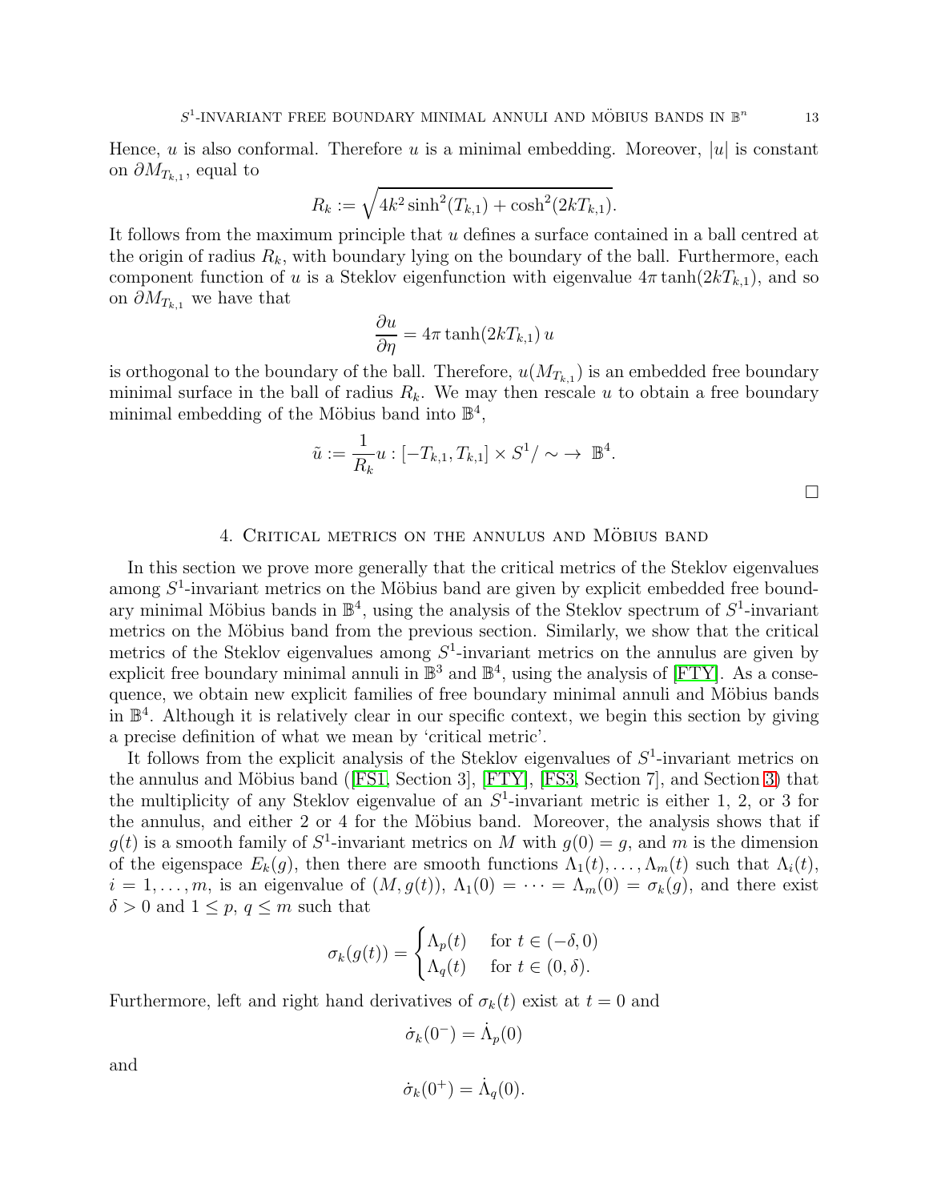Hence, $u$ is also conformal. Therefore $u$ is a minimal embedding. Moreover, $|u|$ is constant on $\partial M_{T_{k,1}}$, equal to

$$R_k := \sqrt{4k^2 \sinh^2(T_{k,1}) + \cosh^2(2kT_{k,1})}.$$

It follows from the maximum principle that $u$ defines a surface contained in a ball centred at the origin of radius $R_k$, with boundary lying on the boundary of the ball. Furthermore, each component function of $u$ is a Steklov eigenfunction with eigenvalue $4\pi \tanh(2kT_{k,1})$, and so on $\partial M_{T_{k,1}}$ we have that

$$\frac{\partial u}{\partial \eta} = 4\pi \tanh(2kT_{k,1})\, u$$

is orthogonal to the boundary of the ball. Therefore, $u(M_{T_{k,1}})$ is an embedded free boundary minimal surface in the ball of radius $R_k$. We may then rescale $u$ to obtain a free boundary minimal embedding of the Möbius band into $\mathbb{B}^4$,

$$\tilde{u} := \frac{1}{R_k} u : [-T_{k,1}, T_{k,1}] \times S^1/\sim \;\to\; \mathbb{B}^4.$$

$\square$

## 4. Critical metrics on the annulus and Möbius band

In this section we prove more generally that the critical metrics of the Steklov eigenvalues among $S^1$-invariant metrics on the Möbius band are given by explicit embedded free boundary minimal Möbius bands in $\mathbb{B}^4$, using the analysis of the Steklov spectrum of $S^1$-invariant metrics on the Möbius band from the previous section. Similarly, we show that the critical metrics of the Steklov eigenvalues among $S^1$-invariant metrics on the annulus are given by explicit free boundary minimal annuli in $\mathbb{B}^3$ and $\mathbb{B}^4$, using the analysis of [FTY]. As a consequence, we obtain new explicit families of free boundary minimal annuli and Möbius bands in $\mathbb{B}^4$. Although it is relatively clear in our specific context, we begin this section by giving a precise definition of what we mean by 'critical metric'.

It follows from the explicit analysis of the Steklov eigenvalues of $S^1$-invariant metrics on the annulus and Möbius band ([FS1, Section 3], [FTY], [FS3, Section 7], and Section 3) that the multiplicity of any Steklov eigenvalue of an $S^1$-invariant metric is either 1, 2, or 3 for the annulus, and either 2 or 4 for the Möbius band. Moreover, the analysis shows that if $g(t)$ is a smooth family of $S^1$-invariant metrics on $M$ with $g(0) = g$, and $m$ is the dimension of the eigenspace $E_k(g)$, then there are smooth functions $\Lambda_1(t), \ldots, \Lambda_m(t)$ such that $\Lambda_i(t)$, $i = 1, \ldots, m$, is an eigenvalue of $(M, g(t))$, $\Lambda_1(0) = \cdots = \Lambda_m(0) = \sigma_k(g)$, and there exist $\delta > 0$ and $1 \leq p,\, q \leq m$ such that

$$\sigma_k(g(t)) = \begin{cases} \Lambda_p(t) & \text{for } t \in (-\delta, 0) \\ \Lambda_q(t) & \text{for } t \in (0, \delta). \end{cases}$$

Furthermore, left and right hand derivatives of $\sigma_k(t)$ exist at $t = 0$ and

$$\dot{\sigma}_k(0^-) = \dot{\Lambda}_p(0)$$

and

$$\dot{\sigma}_k(0^+) = \dot{\Lambda}_q(0).$$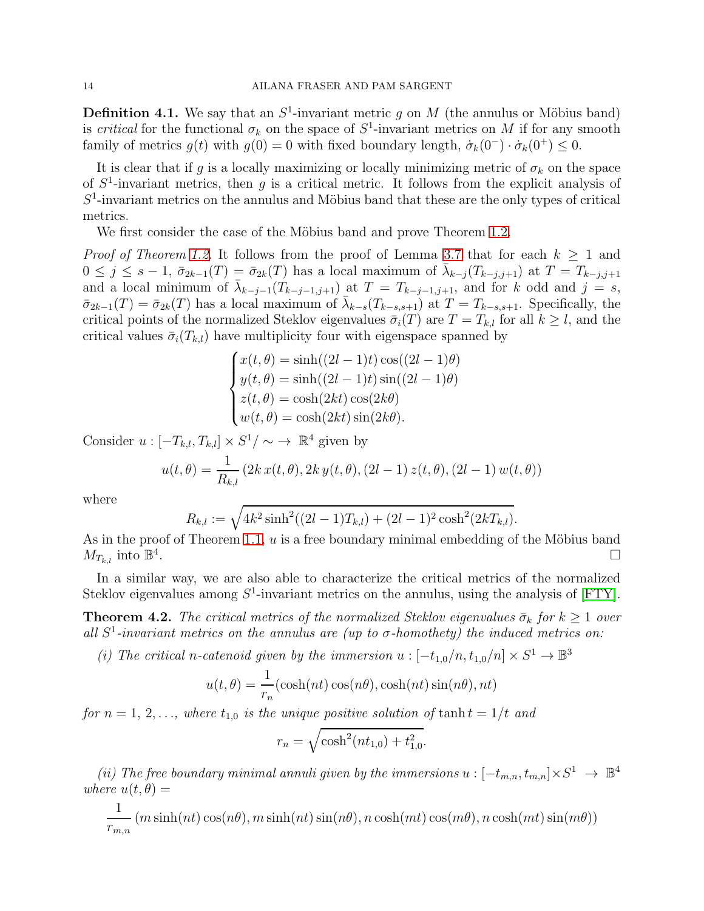**Definition 4.1.** We say that an $S^1$-invariant metric $g$ on $M$ (the annulus or Möbius band) is *critical* for the functional $\sigma_k$ on the space of $S^1$-invariant metrics on $M$ if for any smooth family of metrics $g(t)$ with $g(0) = 0$ with fixed boundary length, $\dot{\sigma}_k(0^-) \cdot \dot{\sigma}_k(0^+) \leq 0$.

It is clear that if $g$ is a locally maximizing or locally minimizing metric of $\sigma_k$ on the space of $S^1$-invariant metrics, then $g$ is a critical metric. It follows from the explicit analysis of $S^1$-invariant metrics on the annulus and Möbius band that these are the only types of critical metrics.

We first consider the case of the Möbius band and prove Theorem 1.2.

*Proof of Theorem 1.2.* It follows from the proof of Lemma 3.7 that for each $k \geq 1$ and $0 \leq j \leq s-1$, $\bar{\sigma}_{2k-1}(T) = \bar{\sigma}_{2k}(T)$ has a local maximum of $\bar{\lambda}_{k-j}(T_{k-j,j+1})$ at $T = T_{k-j,j+1}$ and a local minimum of $\bar{\lambda}_{k-j-1}(T_{k-j-1,j+1})$ at $T = T_{k-j-1,j+1}$, and for $k$ odd and $j = s$, $\bar{\sigma}_{2k-1}(T) = \bar{\sigma}_{2k}(T)$ has a local maximum of $\bar{\lambda}_{k-s}(T_{k-s,s+1})$ at $T = T_{k-s,s+1}$. Specifically, the critical points of the normalized Steklov eigenvalues $\bar{\sigma}_i(T)$ are $T = T_{k,l}$ for all $k \geq l$, and the critical values $\bar{\sigma}_i(T_{k,l})$ have multiplicity four with eigenspace spanned by

$$\begin{cases} x(t,\theta) = \sinh((2l-1)t)\cos((2l-1)\theta) \\ y(t,\theta) = \sinh((2l-1)t)\sin((2l-1)\theta) \\ z(t,\theta) = \cosh(2kt)\cos(2k\theta) \\ w(t,\theta) = \cosh(2kt)\sin(2k\theta). \end{cases}$$

Consider $u : [-T_{k,l}, T_{k,l}] \times S^1/\sim \to \mathbb{R}^4$ given by

$$u(t,\theta) = \frac{1}{R_{k,l}} \left(2k\, x(t,\theta), 2k\, y(t,\theta), (2l-1)\, z(t,\theta), (2l-1)\, w(t,\theta)\right)$$

where

$$R_{k,l} := \sqrt{4k^2 \sinh^2((2l-1)T_{k,l}) + (2l-1)^2 \cosh^2(2kT_{k,l})}.$$

As in the proof of Theorem 1.1, $u$ is a free boundary minimal embedding of the Möbius band $M_{T_{k,l}}$ into $\mathbb{B}^4$. $\square$

In a similar way, we are also able to characterize the critical metrics of the normalized Steklov eigenvalues among $S^1$-invariant metrics on the annulus, using the analysis of [FTY].

**Theorem 4.2.** *The critical metrics of the normalized Steklov eigenvalues $\bar{\sigma}_k$ for $k \geq 1$ over all $S^1$-invariant metrics on the annulus are (up to $\sigma$-homothety) the induced metrics on:*

*(i) The critical $n$-catenoid given by the immersion $u : [-t_{1,0}/n, t_{1,0}/n] \times S^1 \to \mathbb{B}^3$*

$$u(t,\theta) = \frac{1}{r_n}(\cosh(nt)\cos(n\theta), \cosh(nt)\sin(n\theta), nt)$$

*for $n = 1, 2, \ldots$, where $t_{1,0}$ is the unique positive solution of $\tanh t = 1/t$ and*

$$r_n = \sqrt{\cosh^2(nt_{1,0}) + t_{1,0}^2}.$$

*(ii) The free boundary minimal annuli given by the immersions $u : [-t_{m,n}, t_{m,n}] \times S^1 \to \mathbb{B}^4$ where $u(t,\theta) =$*

$$\frac{1}{r_{m,n}}\left(m\sinh(nt)\cos(n\theta), m\sinh(nt)\sin(n\theta), n\cosh(mt)\cos(m\theta), n\cosh(mt)\sin(m\theta)\right)$$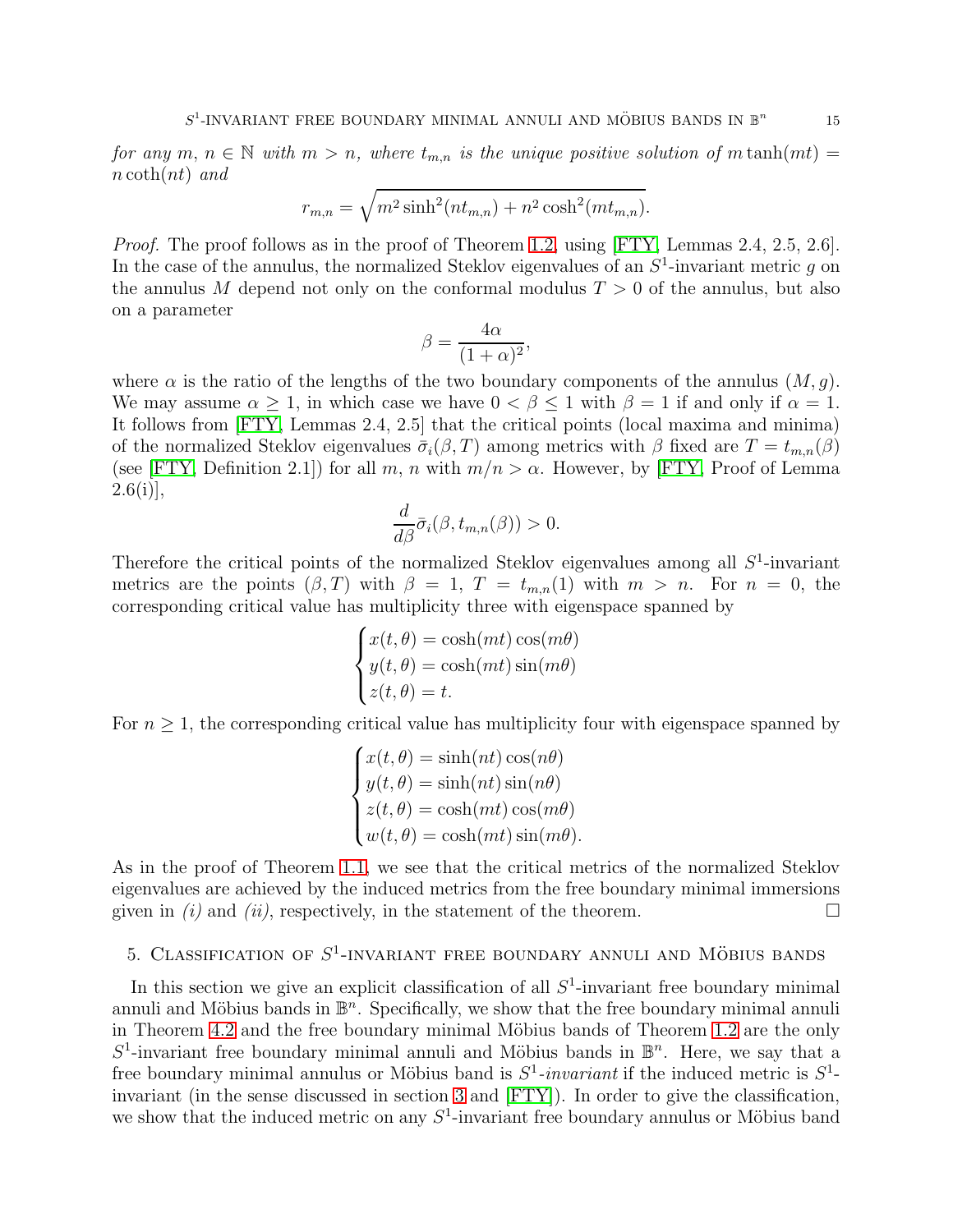*for any* $m, n \in \mathbb{N}$ *with* $m > n$*, where* $t_{m,n}$ *is the unique positive solution of* $m \tanh(mt) = n \coth(nt)$ *and*

$$r_{m,n} = \sqrt{m^2 \sinh^2(nt_{m,n}) + n^2 \cosh^2(mt_{m,n})}.$$

*Proof.* The proof follows as in the proof of Theorem 1.2, using [FTY, Lemmas 2.4, 2.5, 2.6]. In the case of the annulus, the normalized Steklov eigenvalues of an $S^1$-invariant metric $g$ on the annulus $M$ depend not only on the conformal modulus $T > 0$ of the annulus, but also on a parameter

$$\beta = \frac{4\alpha}{(1+\alpha)^2},$$

where $\alpha$ is the ratio of the lengths of the two boundary components of the annulus $(M, g)$. We may assume $\alpha \geq 1$, in which case we have $0 < \beta \leq 1$ with $\beta = 1$ if and only if $\alpha = 1$. It follows from [FTY, Lemmas 2.4, 2.5] that the critical points (local maxima and minima) of the normalized Steklov eigenvalues $\bar{\sigma}_i(\beta, T)$ among metrics with $\beta$ fixed are $T = t_{m,n}(\beta)$ (see [FTY, Definition 2.1]) for all $m$, $n$ with $m/n > \alpha$. However, by [FTY, Proof of Lemma 2.6(i)],

$$\frac{d}{d\beta}\bar{\sigma}_i(\beta, t_{m,n}(\beta)) > 0.$$

Therefore the critical points of the normalized Steklov eigenvalues among all $S^1$-invariant metrics are the points $(\beta, T)$ with $\beta = 1$, $T = t_{m,n}(1)$ with $m > n$. For $n = 0$, the corresponding critical value has multiplicity three with eigenspace spanned by

$$\begin{cases} x(t,\theta) = \cosh(mt)\cos(m\theta) \\ y(t,\theta) = \cosh(mt)\sin(m\theta) \\ z(t,\theta) = t. \end{cases}$$

For $n \geq 1$, the corresponding critical value has multiplicity four with eigenspace spanned by

$$\begin{cases} x(t,\theta) = \sinh(nt)\cos(n\theta) \\ y(t,\theta) = \sinh(nt)\sin(n\theta) \\ z(t,\theta) = \cosh(mt)\cos(m\theta) \\ w(t,\theta) = \cosh(mt)\sin(m\theta). \end{cases}$$

As in the proof of Theorem 1.1, we see that the critical metrics of the normalized Steklov eigenvalues are achieved by the induced metrics from the free boundary minimal immersions given in *(i)* and *(ii)*, respectively, in the statement of the theorem. □

## 5. Classification of $S^1$-invariant free boundary annuli and Möbius bands

In this section we give an explicit classification of all $S^1$-invariant free boundary minimal annuli and Möbius bands in $\mathbb{B}^n$. Specifically, we show that the free boundary minimal annuli in Theorem 4.2 and the free boundary minimal Möbius bands of Theorem 1.2 are the only $S^1$-invariant free boundary minimal annuli and Möbius bands in $\mathbb{B}^n$. Here, we say that a free boundary minimal annulus or Möbius band is *$S^1$-invariant* if the induced metric is $S^1$-invariant (in the sense discussed in section 3 and [FTY]). In order to give the classification, we show that the induced metric on any $S^1$-invariant free boundary annulus or Möbius band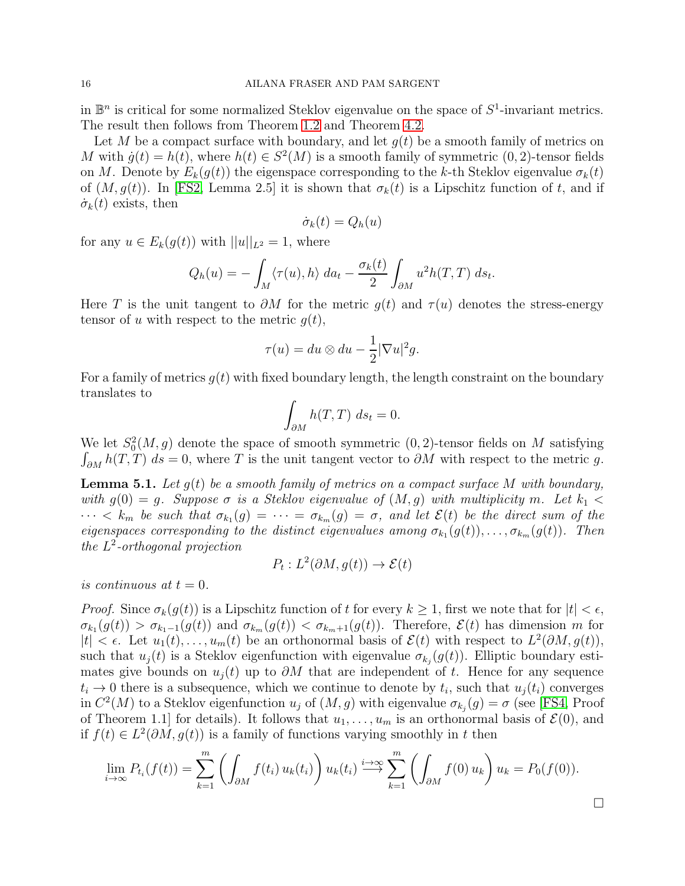in $\mathbb{B}^n$ is critical for some normalized Steklov eigenvalue on the space of $S^1$-invariant metrics. The result then follows from Theorem 1.2 and Theorem 4.2.

Let $M$ be a compact surface with boundary, and let $g(t)$ be a smooth family of metrics on $M$ with $\dot{g}(t) = h(t)$, where $h(t) \in S^2(M)$ is a smooth family of symmetric $(0,2)$-tensor fields on $M$. Denote by $E_k(g(t))$ the eigenspace corresponding to the $k$-th Steklov eigenvalue $\sigma_k(t)$ of $(M, g(t))$. In [FS2, Lemma 2.5] it is shown that $\sigma_k(t)$ is a Lipschitz function of $t$, and if $\dot{\sigma}_k(t)$ exists, then

$$\dot{\sigma}_k(t) = Q_h(u)$$

for any $u \in E_k(g(t))$ with $||u||_{L^2} = 1$, where

$$Q_h(u) = -\int_M \langle \tau(u), h \rangle \; da_t - \frac{\sigma_k(t)}{2} \int_{\partial M} u^2 h(T,T) \; ds_t.$$

Here $T$ is the unit tangent to $\partial M$ for the metric $g(t)$ and $\tau(u)$ denotes the stress-energy tensor of $u$ with respect to the metric $g(t)$,

$$\tau(u) = du \otimes du - \frac{1}{2}|\nabla u|^2 g.$$

For a family of metrics $g(t)$ with fixed boundary length, the length constraint on the boundary translates to

$$\int_{\partial M} h(T,T) \; ds_t = 0.$$

We let $S_0^2(M,g)$ denote the space of smooth symmetric $(0,2)$-tensor fields on $M$ satisfying $\int_{\partial M} h(T,T) \; ds = 0$, where $T$ is the unit tangent vector to $\partial M$ with respect to the metric $g$.

**Lemma 5.1.** *Let $g(t)$ be a smooth family of metrics on a compact surface $M$ with boundary, with $g(0) = g$. Suppose $\sigma$ is a Steklov eigenvalue of $(M,g)$ with multiplicity $m$. Let $k_1 < \cdots < k_m$ be such that $\sigma_{k_1}(g) = \cdots = \sigma_{k_m}(g) = \sigma$, and let $\mathcal{E}(t)$ be the direct sum of the eigenspaces corresponding to the distinct eigenvalues among $\sigma_{k_1}(g(t)), \ldots, \sigma_{k_m}(g(t))$. Then the $L^2$-orthogonal projection*

$$P_t : L^2(\partial M, g(t)) \to \mathcal{E}(t)$$

*is continuous at $t = 0$.*

*Proof.* Since $\sigma_k(g(t))$ is a Lipschitz function of $t$ for every $k \geq 1$, first we note that for $|t| < \epsilon$, $\sigma_{k_1}(g(t)) > \sigma_{k_1 - 1}(g(t))$ and $\sigma_{k_m}(g(t)) < \sigma_{k_m+1}(g(t))$. Therefore, $\mathcal{E}(t)$ has dimension $m$ for $|t| < \epsilon$. Let $u_1(t), \ldots, u_m(t)$ be an orthonormal basis of $\mathcal{E}(t)$ with respect to $L^2(\partial M, g(t))$, such that $u_j(t)$ is a Steklov eigenfunction with eigenvalue $\sigma_{k_j}(g(t))$. Elliptic boundary estimates give bounds on $u_j(t)$ up to $\partial M$ that are independent of $t$. Hence for any sequence $t_i \to 0$ there is a subsequence, which we continue to denote by $t_i$, such that $u_j(t_i)$ converges in $C^2(M)$ to a Steklov eigenfunction $u_j$ of $(M,g)$ with eigenvalue $\sigma_{k_j}(g) = \sigma$ (see [FS4, Proof of Theorem 1.1] for details). It follows that $u_1, \ldots, u_m$ is an orthonormal basis of $\mathcal{E}(0)$, and if $f(t) \in L^2(\partial M, g(t))$ is a family of functions varying smoothly in $t$ then

$$\lim_{i\to\infty} P_{t_i}(f(t)) = \sum_{k=1}^m \left( \int_{\partial M} f(t_i)\, u_k(t_i) \right) u_k(t_i) \overset{i\to\infty}{\longrightarrow} \sum_{k=1}^m \left( \int_{\partial M} f(0)\, u_k \right) u_k = P_0(f(0)).$$

$\square$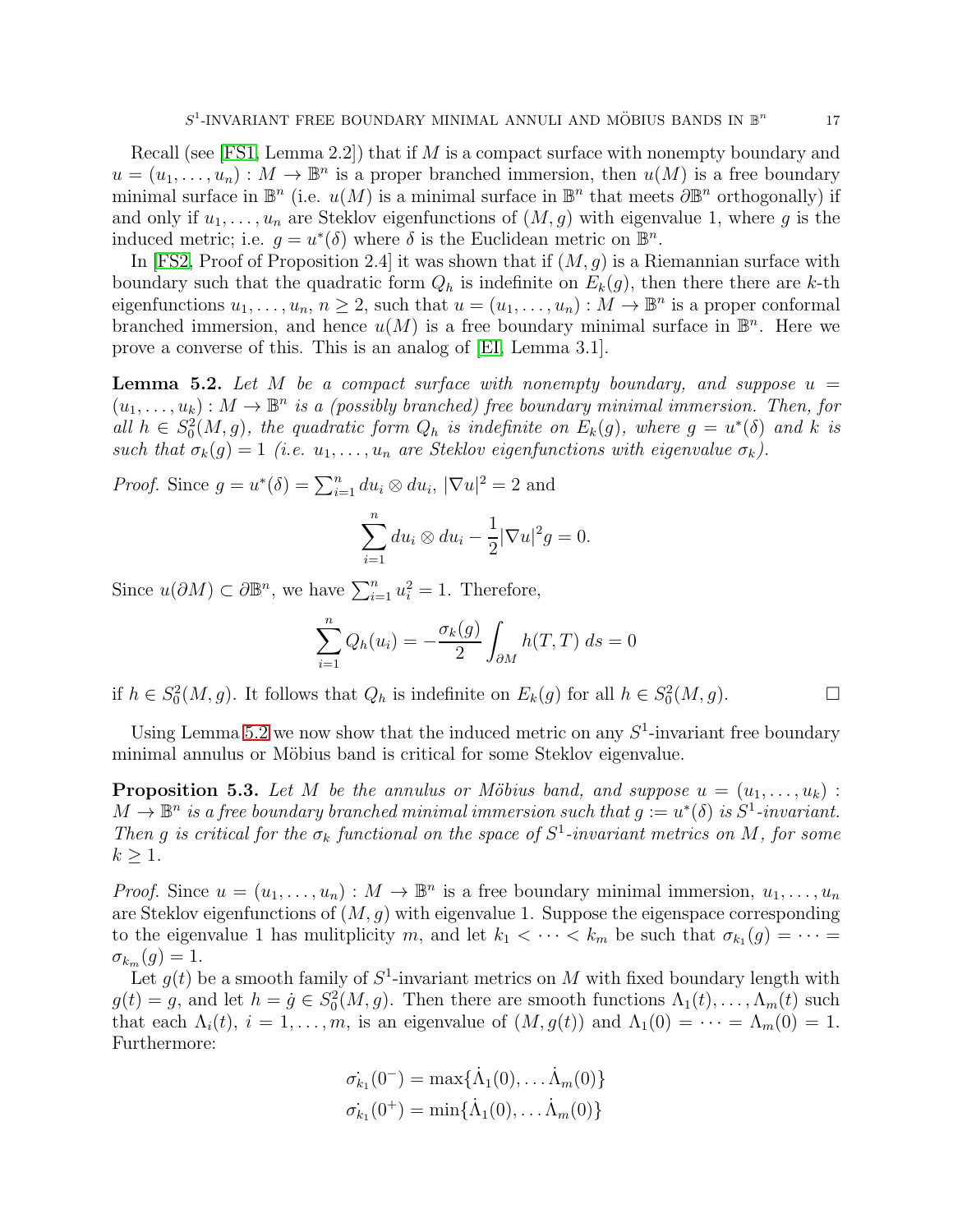Recall (see [FS1, Lemma 2.2]) that if $M$ is a compact surface with nonempty boundary and $u = (u_1, \ldots, u_n) : M \to \mathbb{B}^n$ is a proper branched immersion, then $u(M)$ is a free boundary minimal surface in $\mathbb{B}^n$ (i.e. $u(M)$ is a minimal surface in $\mathbb{B}^n$ that meets $\partial \mathbb{B}^n$ orthogonally) if and only if $u_1, \ldots, u_n$ are Steklov eigenfunctions of $(M, g)$ with eigenvalue 1, where $g$ is the induced metric; i.e. $g = u^*(\delta)$ where $\delta$ is the Euclidean metric on $\mathbb{B}^n$.

In [FS2, Proof of Proposition 2.4] it was shown that if $(M, g)$ is a Riemannian surface with boundary such that the quadratic form $Q_h$ is indefinite on $E_k(g)$, then there there are $k$-th eigenfunctions $u_1, \ldots, u_n$, $n \geq 2$, such that $u = (u_1, \ldots, u_n) : M \to \mathbb{B}^n$ is a proper conformal branched immersion, and hence $u(M)$ is a free boundary minimal surface in $\mathbb{B}^n$. Here we prove a converse of this. This is an analog of [EI, Lemma 3.1].

**Lemma 5.2.** *Let $M$ be a compact surface with nonempty boundary, and suppose $u = (u_1, \ldots, u_k) : M \to \mathbb{B}^n$ is a (possibly branched) free boundary minimal immersion. Then, for all $h \in S_0^2(M, g)$, the quadratic form $Q_h$ is indefinite on $E_k(g)$, where $g = u^*(\delta)$ and $k$ is such that $\sigma_k(g) = 1$ (i.e. $u_1, \ldots, u_n$ are Steklov eigenfunctions with eigenvalue $\sigma_k$).*

*Proof.* Since $g = u^*(\delta) = \sum_{i=1}^n du_i \otimes du_i$, $|\nabla u|^2 = 2$ and

$$\sum_{i=1}^n du_i \otimes du_i - \frac{1}{2}|\nabla u|^2 g = 0.$$

Since $u(\partial M) \subset \partial \mathbb{B}^n$, we have $\sum_{i=1}^n u_i^2 = 1$. Therefore,

$$\sum_{i=1}^n Q_h(u_i) = -\frac{\sigma_k(g)}{2} \int_{\partial M} h(T, T)\, ds = 0$$

if $h \in S_0^2(M, g)$. It follows that $Q_h$ is indefinite on $E_k(g)$ for all $h \in S_0^2(M, g)$. $\square$

Using Lemma 5.2 we now show that the induced metric on any $S^1$-invariant free boundary minimal annulus or Möbius band is critical for some Steklov eigenvalue.

**Proposition 5.3.** *Let $M$ be the annulus or Möbius band, and suppose $u = (u_1, \ldots, u_k) : M \to \mathbb{B}^n$ is a free boundary branched minimal immersion such that $g := u^*(\delta)$ is $S^1$-invariant. Then $g$ is critical for the $\sigma_k$ functional on the space of $S^1$-invariant metrics on $M$, for some $k \geq 1$.*

*Proof.* Since $u = (u_1, \ldots, u_n) : M \to \mathbb{B}^n$ is a free boundary minimal immersion, $u_1, \ldots, u_n$ are Steklov eigenfunctions of $(M, g)$ with eigenvalue 1. Suppose the eigenspace corresponding to the eigenvalue 1 has mulitplicity $m$, and let $k_1 < \cdots < k_m$ be such that $\sigma_{k_1}(g) = \cdots = \sigma_{k_m}(g) = 1$.

Let $g(t)$ be a smooth family of $S^1$-invariant metrics on $M$ with fixed boundary length with $g(t) = g$, and let $h = \dot{g} \in S_0^2(M, g)$. Then there are smooth functions $\Lambda_1(t), \ldots, \Lambda_m(t)$ such that each $\Lambda_i(t)$, $i = 1, \ldots, m$, is an eigenvalue of $(M, g(t))$ and $\Lambda_1(0) = \cdots = \Lambda_m(0) = 1$. Furthermore:

$$\dot{\sigma_{k_1}}(0^-) = \max\{\dot{\Lambda}_1(0), \ldots \dot{\Lambda}_m(0)\}$$
$$\dot{\sigma_{k_1}}(0^+) = \min\{\dot{\Lambda}_1(0), \ldots \dot{\Lambda}_m(0)\}$$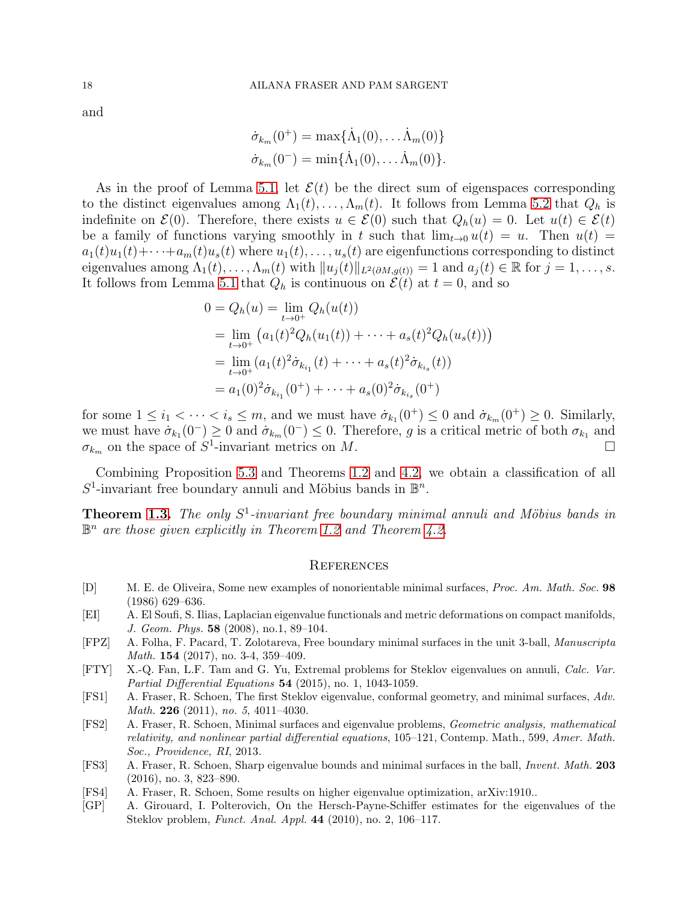and

$$
\begin{aligned}
\dot\sigma_{k_m}(0^+) &= \max\{\dot\Lambda_1(0), \dots \dot\Lambda_m(0)\} \\
\dot\sigma_{k_m}(0^-) &= \min\{\dot\Lambda_1(0), \dots \dot\Lambda_m(0)\}.
\end{aligned}
$$

As in the proof of Lemma 5.1, let $\mathcal{E}(t)$ be the direct sum of eigenspaces corresponding to the distinct eigenvalues among $\Lambda_1(t), \dots, \Lambda_m(t)$. It follows from Lemma 5.2 that $Q_h$ is indefinite on $\mathcal{E}(0)$. Therefore, there exists $u \in \mathcal{E}(0)$ such that $Q_h(u) = 0$. Let $u(t) \in \mathcal{E}(t)$ be a family of functions varying smoothly in $t$ such that $\lim_{t\to 0} u(t) = u$. Then $u(t) = a_1(t)u_1(t) + \cdots + a_m(t)u_s(t)$ where $u_1(t), \dots, u_s(t)$ are eigenfunctions corresponding to distinct eigenvalues among $\Lambda_1(t), \dots, \Lambda_m(t)$ with $\|u_j(t)\|_{L^2(\partial M, g(t))} = 1$ and $a_j(t) \in \mathbb{R}$ for $j = 1, \dots, s$. It follows from Lemma 5.1 that $Q_h$ is continuous on $\mathcal{E}(t)$ at $t = 0$, and so

$$
\begin{aligned}
0 = Q_h(u) &= \lim_{t\to 0^+} Q_h(u(t)) \\
&= \lim_{t\to 0^+} \left(a_1(t)^2 Q_h(u_1(t)) + \cdots + a_s(t)^2 Q_h(u_s(t))\right) \\
&= \lim_{t\to 0^+} (a_1(t)^2 \dot\sigma_{k_{i_1}}(t) + \cdots + a_s(t)^2 \dot\sigma_{k_{i_s}}(t)) \\
&= a_1(0)^2 \dot\sigma_{k_{i_1}}(0^+) + \cdots + a_s(0)^2 \dot\sigma_{k_{i_s}}(0^+)
\end{aligned}
$$

for some $1 \le i_1 < \cdots < i_s \le m$, and we must have $\dot\sigma_{k_1}(0^+) \le 0$ and $\dot\sigma_{k_m}(0^+) \ge 0$. Similarly, we must have $\dot\sigma_{k_1}(0^-) \ge 0$ and $\dot\sigma_{k_m}(0^-) \le 0$. Therefore, $g$ is a critical metric of both $\sigma_{k_1}$ and $\sigma_{k_m}$ on the space of $S^1$-invariant metrics on $M$. □

Combining Proposition 5.3 and Theorems 1.2 and 4.2, we obtain a classification of all $S^1$-invariant free boundary annuli and Möbius bands in $\mathbb{B}^n$.

**Theorem 1.3.** *The only $S^1$-invariant free boundary minimal annuli and Möbius bands in $\mathbb{B}^n$ are those given explicitly in Theorem 1.2 and Theorem 4.2.*

## References

- [D] M. E. de Oliveira, Some new examples of nonorientable minimal surfaces, *Proc. Am. Math. Soc.* **98** (1986) 629–636.
- [EI] A. El Soufi, S. Ilias, Laplacian eigenvalue functionals and metric deformations on compact manifolds, *J. Geom. Phys.* **58** (2008), no.1, 89–104.
- [FPZ] A. Folha, F. Pacard, T. Zolotareva, Free boundary minimal surfaces in the unit 3-ball, *Manuscripta Math.* **154** (2017), no. 3-4, 359–409.
- [FTY] X.-Q. Fan, L.F. Tam and G. Yu, Extremal problems for Steklov eigenvalues on annuli, *Calc. Var. Partial Differential Equations* **54** (2015), no. 1, 1043-1059.
- [FS1] A. Fraser, R. Schoen, The first Steklov eigenvalue, conformal geometry, and minimal surfaces, *Adv. Math.* **226** (2011), *no. 5*, 4011–4030.
- [FS2] A. Fraser, R. Schoen, Minimal surfaces and eigenvalue problems, *Geometric analysis, mathematical relativity, and nonlinear partial differential equations*, 105–121, Contemp. Math., 599, *Amer. Math. Soc., Providence, RI*, 2013.
- [FS3] A. Fraser, R. Schoen, Sharp eigenvalue bounds and minimal surfaces in the ball, *Invent. Math.* **203** (2016), no. 3, 823–890.
- [FS4] A. Fraser, R. Schoen, Some results on higher eigenvalue optimization, arXiv:1910..
- [GP] A. Girouard, I. Polterovich, On the Hersch-Payne-Schiffer estimates for the eigenvalues of the Steklov problem, *Funct. Anal. Appl.* **44** (2010), no. 2, 106–117.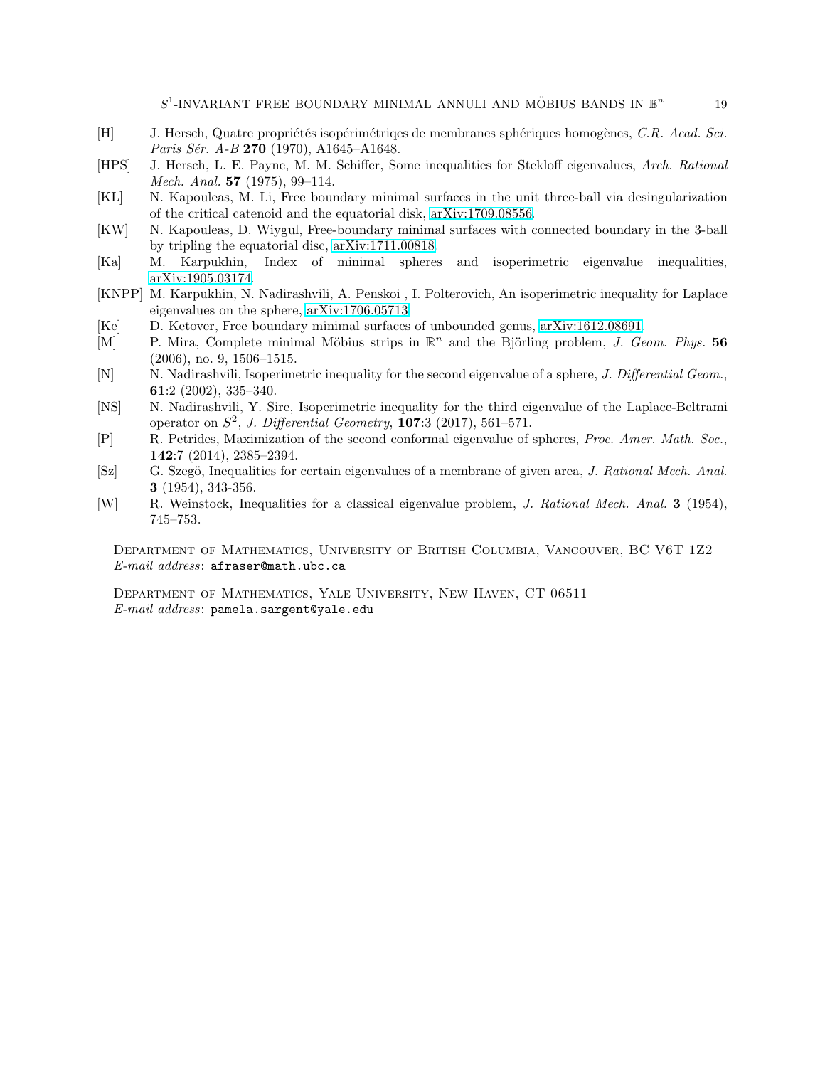[H] J. Hersch, Quatre propriétés isopérimétriqes de membranes sphériques homogènes, *C.R. Acad. Sci. Paris Sér. A-B* **270** (1970), A1645–A1648.

[HPS] J. Hersch, L. E. Payne, M. M. Schiffer, Some inequalities for Stekloff eigenvalues, *Arch. Rational Mech. Anal.* **57** (1975), 99–114.

[KL] N. Kapouleas, M. Li, Free boundary minimal surfaces in the unit three-ball via desingularization of the critical catenoid and the equatorial disk, arXiv:1709.08556.

[KW] N. Kapouleas, D. Wiygul, Free-boundary minimal surfaces with connected boundary in the 3-ball by tripling the equatorial disc, arXiv:1711.00818.

[Ka] M. Karpukhin, Index of minimal spheres and isoperimetric eigenvalue inequalities, arXiv:1905.03174.

[KNPP] M. Karpukhin, N. Nadirashvili, A. Penskoi , I. Polterovich, An isoperimetric inequality for Laplace eigenvalues on the sphere, arXiv:1706.05713.

[Ke] D. Ketover, Free boundary minimal surfaces of unbounded genus, arXiv:1612.08691.

[M] P. Mira, Complete minimal Möbius strips in $\mathbb{R}^n$ and the Björling problem, *J. Geom. Phys.* **56** (2006), no. 9, 1506–1515.

[N] N. Nadirashvili, Isoperimetric inequality for the second eigenvalue of a sphere, *J. Differential Geom.*, **61**:2 (2002), 335–340.

[NS] N. Nadirashvili, Y. Sire, Isoperimetric inequality for the third eigenvalue of the Laplace-Beltrami operator on $S^2$, *J. Differential Geometry*, **107**:3 (2017), 561–571.

[P] R. Petrides, Maximization of the second conformal eigenvalue of spheres, *Proc. Amer. Math. Soc.*, **142**:7 (2014), 2385–2394.

[Sz] G. Szegö, Inequalities for certain eigenvalues of a membrane of given area, *J. Rational Mech. Anal.* **3** (1954), 343-356.

[W] R. Weinstock, Inequalities for a classical eigenvalue problem, *J. Rational Mech. Anal.* **3** (1954), 745–753.

Department of Mathematics, University of British Columbia, Vancouver, BC V6T 1Z2
*E-mail address*: afraser@math.ubc.ca

Department of Mathematics, Yale University, New Haven, CT 06511
*E-mail address*: pamela.sargent@yale.edu